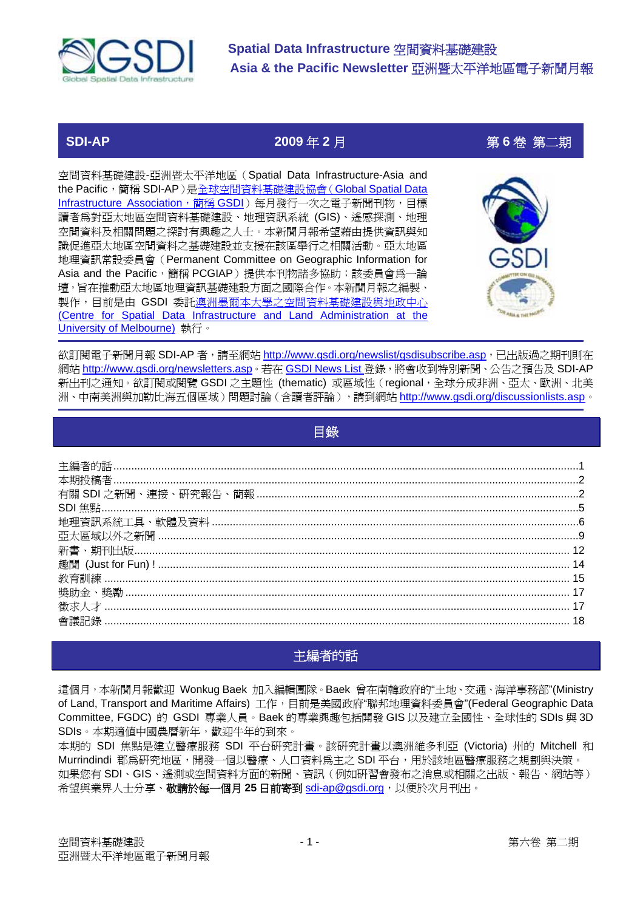# Spatial Data Infrastructure 空間資料基礎建設
# Asia & the Pacific Newsletter 亞洲暨太平洋地區電子新聞月報

**SDI-AP** | **2009 年 2 月** | **第 6 卷 第二期**

空間資料基礎建設-亞洲暨太平洋地區（Spatial Data Infrastructure-Asia and the Pacific，簡稱 SDI-AP）是全球空間資料基礎建設協會（Global Spatial Data Infrastructure Association，簡稱 GSDI）每月發行一次之電子新聞刊物，目標讀者為對亞太地區空間資料基礎建設、地理資訊系統 (GIS)、遙感探測、地理空間資料及相關問題之探討有興趣之人士。本新聞月報希望藉由提供資訊與知識促進亞太地區空間資料之基礎建設並支援在該區舉行之相關活動。亞太地區地理資訊常設委員會（Permanent Committee on Geographic Information for Asia and the Pacific，簡稱 PCGIAP）提供本刊物諸多協助；該委員會為一論壇，旨在推動亞太地區地理資訊基礎建設方面之國際合作。本新聞月報之編製、製作，目前是由 GSDI 委託澳洲墨爾本大學之空間資料基礎建設與地政中心 (Centre for Spatial Data Infrastructure and Land Administration at the University of Melbourne) 執行。

欲訂閱電子新聞月報 SDI-AP 者，請至網站 http://www.gsdi.org/newslist/gsdisubscribe.asp，已出版過之期刊則在網站 http://www.gsdi.org/newsletters.asp。若在 GSDI News List 登錄，將會收到特別新聞、公告之預告及 SDI-AP 新出刊之通知。欲訂閱或閱覽 GSDI 之主題性 (thematic) 或區域性（regional，全球分成非洲、亞太、歐洲、北美洲、中南美洲與加勒比海五個區域）問題討論（含讀者評論），請到網站 http://www.gsdi.org/discussionlists.asp。

## 目錄

- 主編者的話 ........ 1
- 本期投稿者 ........ 2
- 有關 SDI 之新聞、連接、研究報告、簡報 ........ 2
- SDI 焦點 ........ 5
- 地理資訊系統工具、軟體及資料 ........ 6
- 亞太區域以外之新聞 ........ 9
- 新書、期刊出版 ........ 12
- 趣聞 (Just for Fun) ! ........ 14
- 教育訓練 ........ 15
- 獎助金、獎勵 ........ 17
- 徵求人才 ........ 17
- 會議記錄 ........ 18

## 主編者的話

這個月，本新聞月報歡迎 Wonkug Baek 加入編輯團隊。Baek 曾在南韓政府的"土地、交通、海洋事務部"(Ministry of Land, Transport and Maritime Affairs) 工作，目前是美國政府"聯邦地理資料委員會"(Federal Geographic Data Committee, FGDC) 的 GSDI 專業人員。Baek 的專業興趣包括開發 GIS 以及建立全國性、全球性的 SDIs 與 3D SDIs。本期適值中國農曆新年，歡迎牛年的到來。

本期的 SDI 焦點是建立醫療服務 SDI 平台研究計畫。該研究計畫以澳洲維多利亞 (Victoria) 州的 Mitchell 和 Murrindindi 郡為研究地區，開發一個以醫療、人口資料為主之 SDI 平台，用於該地區醫療服務之規劃與決策。

如果您有 SDI、GIS、遙測或空間資料方面的新聞、資訊（例如研習會發布之消息或相關之出版、報告、網站等）希望與業界人士分享、**敬請於每一個月 25 日前寄到** sdi-ap@gsdi.org，以便於次月刊出。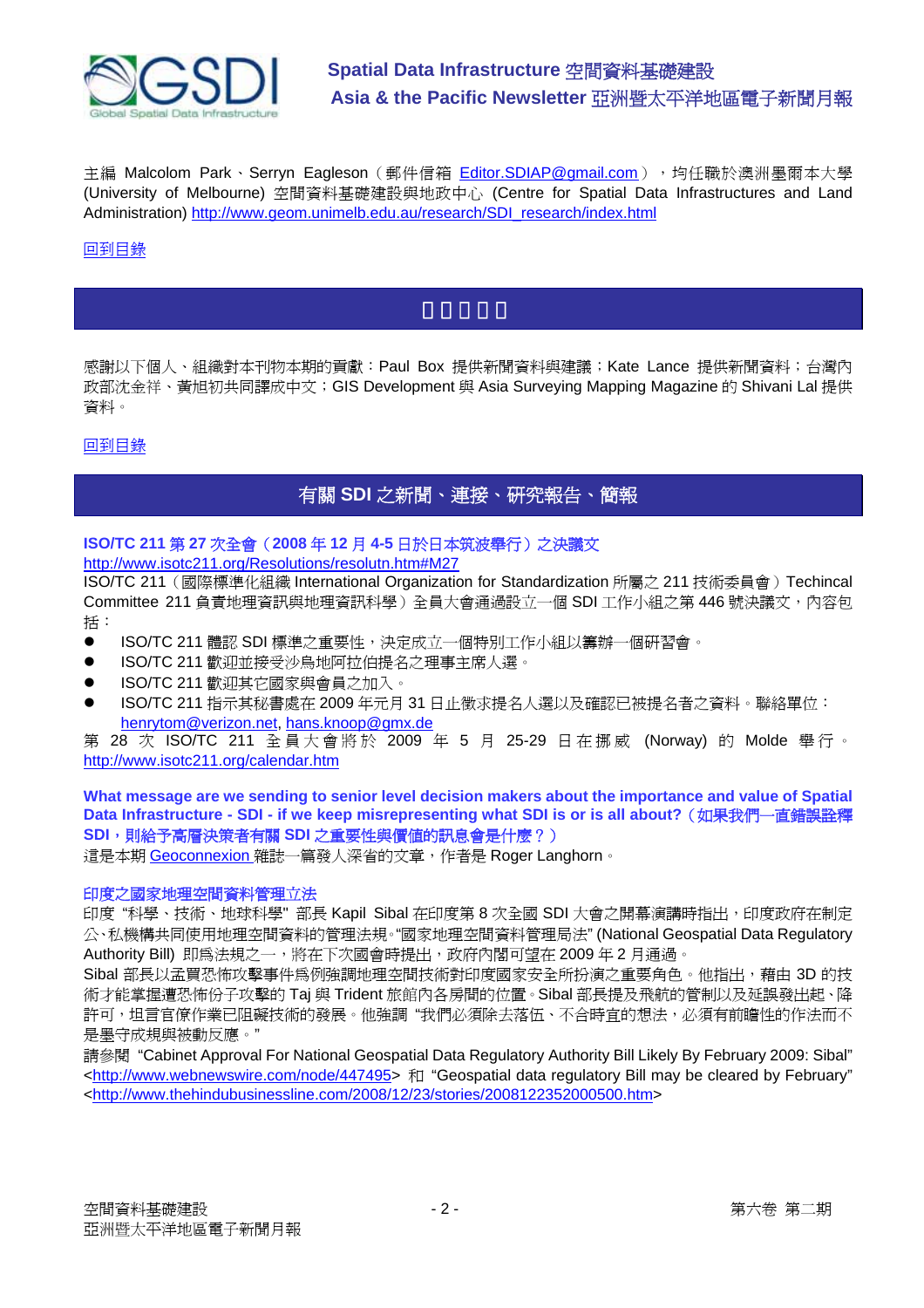主編 Malcolom Park、Serryn Eagleson（郵件信箱 Editor.SDIAP@gmail.com），均任職於澳洲墨爾本大學 (University of Melbourne) 空間資料基礎建設與地政中心 (Centre for Spatial Data Infrastructures and Land Administration) http://www.geom.unimelb.edu.au/research/SDI_research/index.html

回到目錄

## □□□□□

感謝以下個人、組織對本刊物本期的貢獻：Paul Box 提供新聞資料與建議；Kate Lance 提供新聞資料；台灣內政部沈金祥、黃旭初共同譯成中文；GIS Development 與 Asia Surveying Mapping Magazine 的 Shivani Lal 提供資料。

回到目錄

## 有關 SDI 之新聞、連接、研究報告、簡報

### ISO/TC 211 第 27 次全會（2008 年 12 月 4-5 日於日本筑波舉行）之決議文

http://www.isotc211.org/Resolutions/resolutn.htm#M27

ISO/TC 211（國際標準化組織 International Organization for Standardization 所屬之 211 技術委員會）Techincal Committee 211 負責地理資訊與地理資訊科學）全員大會通過設立一個 SDI 工作小組之第 446 號決議文，內容包括：

- ISO/TC 211 體認 SDI 標準之重要性，決定成立一個特別工作小組以籌辦一個研習會。
- ISO/TC 211 歡迎並接受沙烏地阿拉伯提名之理事主席人選。
- ISO/TC 211 歡迎其它國家與會員之加入。
- ISO/TC 211 指示其秘書處在 2009 年元月 31 日止徵求提名人選以及確認已被提名者之資料。聯絡單位：henrytom@verizon.net, hans.knoop@gmx.de

第 28 次 ISO/TC 211 全員大會將於 2009 年 5 月 25-29 日在挪威 (Norway) 的 Molde 舉行。http://www.isotc211.org/calendar.htm

### What message are we sending to senior level decision makers about the importance and value of Spatial Data Infrastructure - SDI - if we keep misrepresenting what SDI is or is all about?（如果我們一直錯誤詮釋 SDI，則給予高層決策者有關 SDI 之重要性與價值的訊息會是什麼？）

這是本期 Geoconnexion 雜誌一篇發人深省的文章，作者是 Roger Langhorn。

### 印度之國家地理空間資料管理立法

印度"科學、技術、地球科學"部長 Kapil Sibal 在印度第 8 次全國 SDI 大會之開幕演講時指出，印度政府在制定公、私機構共同使用地理空間資料的管理法規。"國家地理空間資料管理局法" (National Geospatial Data Regulatory Authority Bill) 即為法規之一，將在下次國會時提出，政府內閣可望在 2009 年 2 月通過。

Sibal 部長以孟買恐怖攻擊事件為例強調地理空間技術對印度國家安全所扮演之重要角色。他指出，藉由 3D 的技術才能掌握遭恐怖份子攻擊的 Taj 與 Trident 旅館內各房間的位置。Sibal 部長提及飛航的管制以及延誤發出起、降許可，坦言官僚作業已阻礙技術的發展。他強調 "我們必須除去落伍、不合時宜的想法，必須有前瞻性的作法而不是墨守成規與被動反應。"

請參閱 "Cabinet Approval For National Geospatial Data Regulatory Authority Bill Likely By February 2009: Sibal" <http://www.webnewswire.com/node/447495> 和 "Geospatial data regulatory Bill may be cleared by February" <http://www.thehindubusinessline.com/2008/12/23/stories/2008122352000500.htm>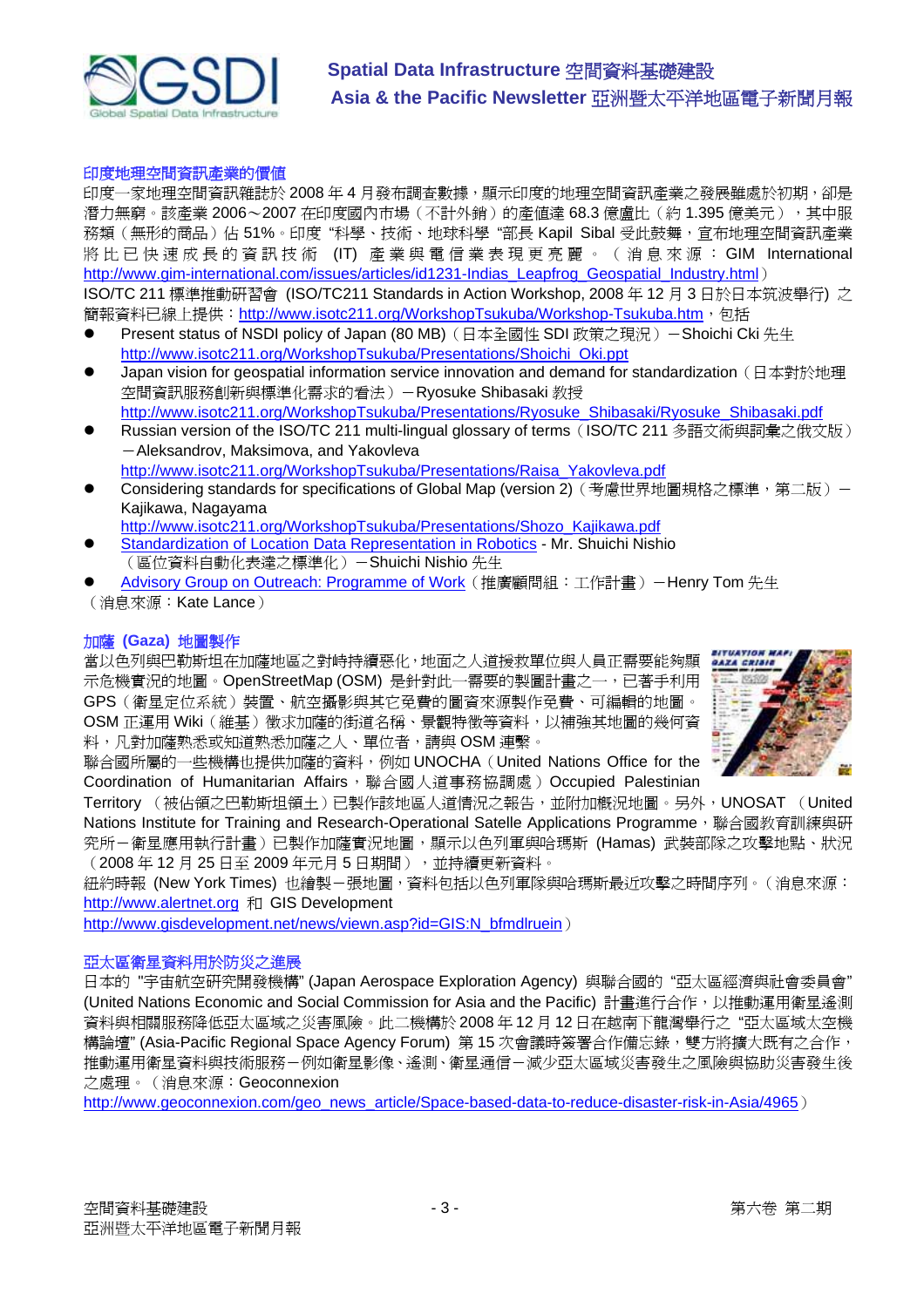### 印度地理空間資訊產業的價值

印度一家地理空間資訊雜誌於 2008 年 4 月發布調查數據，顯示印度的地理空間資訊產業之發展雖處於初期，卻是潛力無窮。該產業 2006～2007 在印度國內市場（不計外銷）的產值達 68.3 億盧比（約 1.395 億美元），其中服務類（無形的商品）佔 51%。印度 "科學、技術、地球科學 "部長 Kapil Sibal 受此鼓舞，宣布地理空間資訊產業將比已快速成長的資訊技術 (IT) 產業與電信業表現更亮麗。（消息來源：GIM International http://www.gim-international.com/issues/articles/id1231-Indias_Leapfrog_Geospatial_Industry.html）

ISO/TC 211 標準推動研習會 (ISO/TC211 Standards in Action Workshop, 2008 年 12 月 3 日於日本筑波舉行) 之簡報資料已線上提供：http://www.isotc211.org/WorkshopTsukuba/Workshop-Tsukuba.htm，包括

- Present status of NSDI policy of Japan (80 MB)（日本全國性 SDI 政策之現況）－Shoichi Cki 先生
  http://www.isotc211.org/WorkshopTsukuba/Presentations/Shoichi_Oki.ppt
- Japan vision for geospatial information service innovation and demand for standardization（日本對於地理空間資訊服務創新與標準化需求的看法）－Ryosuke Shibasaki 教授
  http://www.isotc211.org/WorkshopTsukuba/Presentations/Ryosuke_Shibasaki/Ryosuke_Shibasaki.pdf
- Russian version of the ISO/TC 211 multi-lingual glossary of terms（ISO/TC 211 多語文術與詞彙之俄文版）－Aleksandrov, Maksimova, and Yakovleva
  http://www.isotc211.org/WorkshopTsukuba/Presentations/Raisa_Yakovleva.pdf
- Considering standards for specifications of Global Map (version 2)（考慮世界地圖規格之標準，第二版）－Kajikawa, Nagayama
  http://www.isotc211.org/WorkshopTsukuba/Presentations/Shozo_Kajikawa.pdf
- Standardization of Location Data Representation in Robotics - Mr. Shuichi Nishio（區位資料自動化表達之標準化）－Shuichi Nishio 先生
- Advisory Group on Outreach: Programme of Work（推廣顧問組：工作計畫）－Henry Tom 先生

（消息來源：Kate Lance）

### 加薩 (Gaza) 地圖製作

當以色列與巴勒斯坦在加薩地區之對峙持續惡化，地面之人道援救單位與人員正需要能夠顯示危機實況的地圖。OpenStreetMap (OSM) 是針對此一需要的製圖計畫之一，已著手利用 GPS（衛星定位系統）裝置、航空攝影與其它免費的圖資來源製作免費、可編輯的地圖。OSM 正運用 Wiki（維基）徵求加薩的街道名稱、景觀特徵等資料，以補強其地圖的幾何資料，凡對加薩熟悉或知道熟悉加薩之人、單位者，請與 OSM 連繫。

聯合國所屬的一些機構也提供加薩的資料，例如 UNOCHA（United Nations Office for the Coordination of Humanitarian Affairs，聯合國人道事務協調處）Occupied Palestinian Territory （被佔領之巴勒斯坦領土）已製作該地區人道情況之報告，並附加概況地圖。另外，UNOSAT （United Nations Institute for Training and Research-Operational Satelle Applications Programme，聯合國教育訓練與研究所－衛星應用執行計畫）已製作加薩實況地圖，顯示以色列軍與哈瑪斯 (Hamas) 武裝部隊之攻擊地點、狀況（2008 年 12 月 25 日至 2009 年元月 5 日期間），並持續更新資料。

紐約時報 (New York Times) 也繪製一張地圖，資料包括以色列軍隊與哈瑪斯最近攻擊之時間序列。（消息來源：http://www.alertnet.org 和 GIS Development
http://www.gisdevelopment.net/news/viewn.asp?id=GIS:N_bfmdlruein）

### 亞太區衛星資料用於防災之進展

日本的 "宇宙航空研究開發機構" (Japan Aerospace Exploration Agency) 與聯合國的 "亞太區經濟與社會委員會" (United Nations Economic and Social Commission for Asia and the Pacific) 計畫進行合作，以推動運用衛星遙測資料與相關服務降低亞太區域之災害風險。此二機構於 2008 年 12 月 12 日在越南下龍灣舉行之 "亞太區域太空機構論壇" (Asia-Pacific Regional Space Agency Forum) 第 15 次會議時簽署合作備忘錄，雙方將擴大既有之合作，推動運用衛星資料與技術服務－例如衛星影像、遙測、衛星通信－減少亞太區域災害發生之風險與協助災害發生後之處理。（消息來源：Geoconnexion
http://www.geoconnexion.com/geo_news_article/Space-based-data-to-reduce-disaster-risk-in-Asia/4965）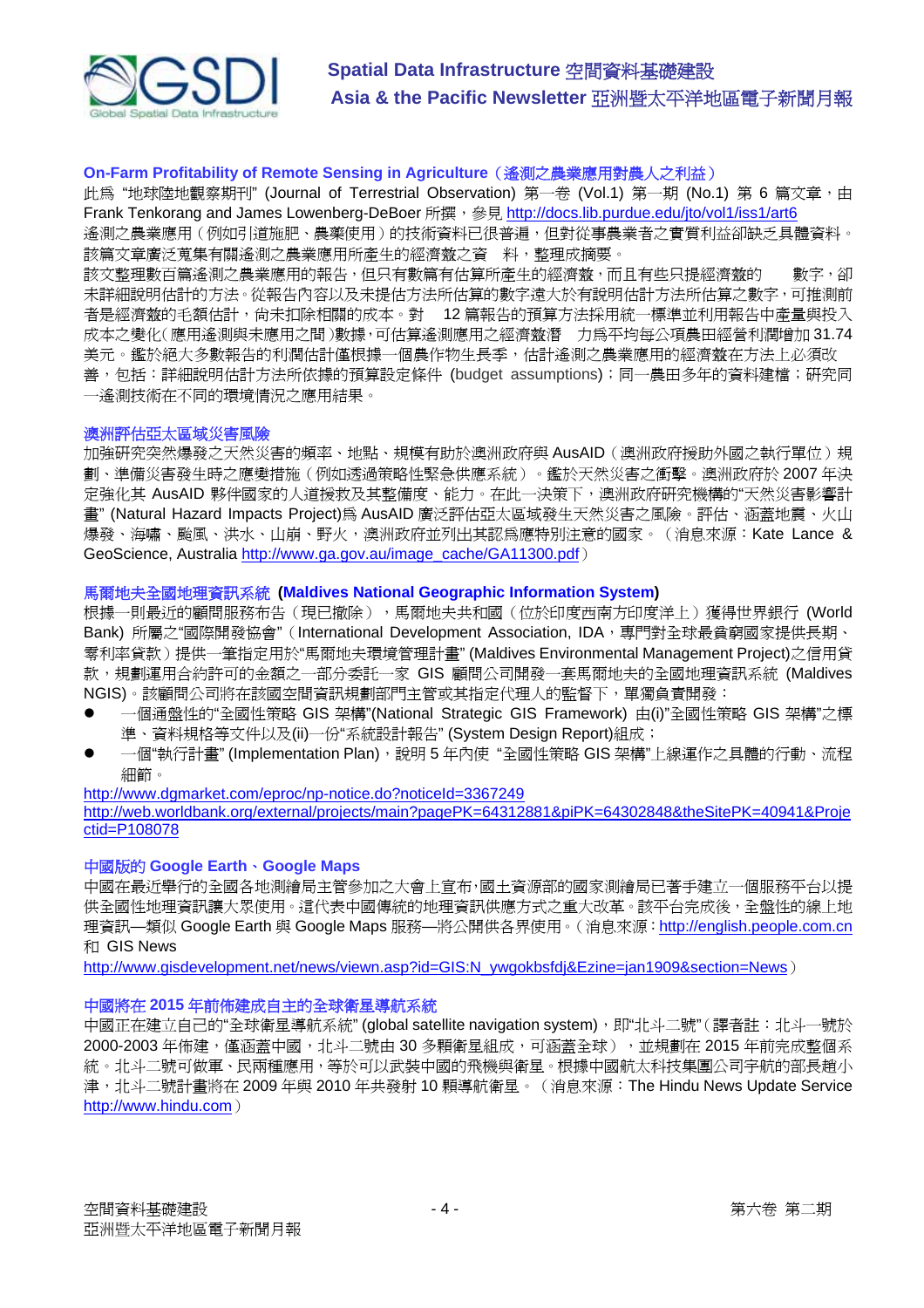## On-Farm Profitability of Remote Sensing in Agriculture（遙測之農業應用對農人之利益）

此為 "地球陸地觀察期刊" (Journal of Terrestrial Observation) 第一卷 (Vol.1) 第一期 (No.1) 第 6 篇文章，由 Frank Tenkorang and James Lowenberg-DeBoer 所撰，參見 http://docs.lib.purdue.edu/jto/vol1/iss1/art6

遙測之農業應用（例如引道施肥、農藥使用）的技術資料已很普遍，但對從事農業者之實質利益卻缺乏具體資料。該篇文章廣泛蒐集有關遙測之農業應用所產生的經濟效益之資　料，整理成摘要。

該文整理數百篇遙測之農業應用的報告，但只有數篇有估算所產生的經濟效益，而且有些只提經濟效益的　　數字，卻未詳細說明估計的方法。從報告內容以及未提估方法所估算的數字遠大於有說明估計方法所估算之數字，可推測前者是經濟效益的毛額估計，尚未扣除相關的成本。對　12 篇報告的預算方法採用統一標準並利用報告中產量與投入成本之變化(應用遙測與未應用之間)數據，可估算遙測應用之經濟效潛　力為平均每公頃農田經營利潤增加 31.74 美元。鑑於絕大多數報告的利潤估計僅根據一個農作物生長季，估計遙測之農業應用的經濟效在方法上必須改善，包括：詳細說明估計方法所依據的預算設定條件 (budget assumptions)；同一農田多年的資料建檔；研究同一遙測技術在不同的環境情況之應用結果。

## 澳洲評估亞太區域災害風險

加強研究突然爆發之天然災害的頻率、地點、規模有助於澳洲政府與 AusAID（澳洲政府援助外國之執行單位）規劃、準備災害發生時之應變措施（例如透過策略性緊急供應系統）。鑑於天然災害之衝擊。澳洲政府於 2007 年決定強化其 AusAID 夥伴國家的人道援救及其整備度、能力。在此一決策下，澳洲政府研究機構的"天然災害影響計畫" (Natural Hazard Impacts Project)為 AusAID 廣泛評估亞太區域發生天然災害之風險。評估、涵蓋地震、火山爆發、海嘯、颱風、洪水、山崩、野火，澳洲政府並列出其認為應特別注意的國家。（消息來源：Kate Lance & GeoScience, Australia http://www.ga.gov.au/image_cache/GA11300.pdf）

## 馬爾地夫全國地理資訊系統 (Maldives National Geographic Information System)

根據一則最近的顧問服務布告（現已撤除），馬爾地夫共和國（位於印度西南方印度洋上）獲得世界銀行 (World Bank) 所屬之"國際開發協會"（International Development Association, IDA，專門對全球最貧窮國家提供長期、零利率貸款）提供一筆指定用於"馬爾地夫環境管理計畫" (Maldives Environmental Management Project)之信用貸款，規劃運用合約許可的金額之一部分委託一家 GIS 顧問公司開發一套馬爾地夫的全國地理資訊系統 (Maldives NGIS)。該顧問公司將在該國空間資訊規劃部門主管或其指定代理人的監督下，單獨負責開發：

- 一個通盤性的"全國性策略 GIS 架構"(National Strategic GIS Framework) 由(i)"全國性策略 GIS 架構"之標準、資料規格等文件以及(ii)一份"系統設計報告" (System Design Report)組成；
- 一個"執行計畫" (Implementation Plan)，說明 5 年內使 "全國性策略 GIS 架構"上線運作之具體的行動、流程細節。

http://www.dgmarket.com/eproc/np-notice.do?noticeId=3367249
http://web.worldbank.org/external/projects/main?pagePK=64312881&piPK=64302848&theSitePK=40941&Projectid=P108078

## 中國版的 Google Earth、Google Maps

中國在最近舉行的全國各地測繪局主管參加之大會上宣布，國土資源部的國家測繪局已著手建立一個服務平台以提供全國性地理資訊讓大眾使用。這代表中國傳統的地理資訊供應方式之重大改革。該平台完成後，全盤性的線上地理資訊—類似 Google Earth 與 Google Maps 服務—將公開供各界使用。（消息來源：http://english.people.com.cn 和 GIS News
http://www.gisdevelopment.net/news/viewn.asp?id=GIS:N_ywgokbsfdj&Ezine=jan1909&section=News）

## 中國將在 2015 年前佈建成自主的全球衛星導航系統

中國正在建立自己的"全球衛星導航系統" (global satellite navigation system)，即"北斗二號"（譯者註：北斗一號於 2000-2003 年佈建，僅涵蓋中國，北斗二號由 30 多顆衛星組成，可涵蓋全球），並規劃在 2015 年前完成整個系統。北斗二號可做軍、民兩種應用，等於可以武裝中國的飛機與衛星。根據中國航太科技集團公司宇航的部長趙小津，北斗二號計畫將在 2009 年與 2010 年共發射 10 顆導航衛星。（消息來源：The Hindu News Update Service http://www.hindu.com）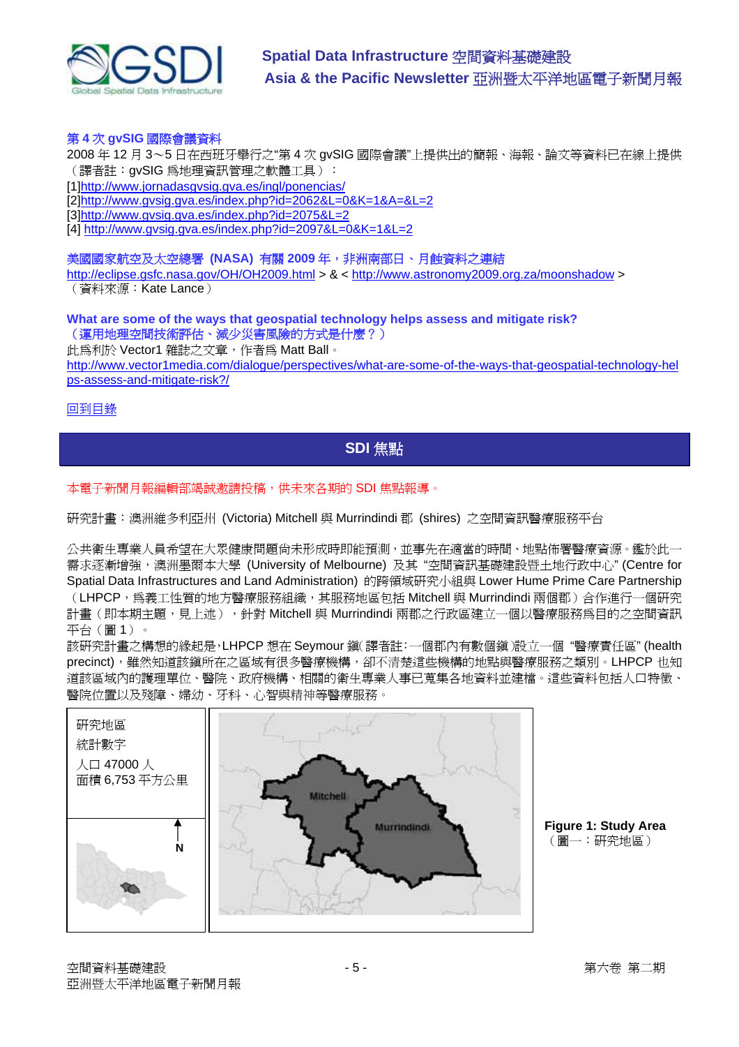### 第 4 次 gvSIG 國際會議資料

2008 年 12 月 3～5 日在西班牙舉行之"第 4 次 gvSIG 國際會議"上提供出的簡報、海報、論文等資料已在線上提供（譯者註：gvSIG 為地理資訊管理之軟體工具）：

[1]http://www.jornadasgvsig.gva.es/ingl/ponencias/
[2]http://www.gvsig.gva.es/index.php?id=2062&L=0&K=1&A=&L=2
[3]http://www.gvsig.gva.es/index.php?id=2075&L=2
[4] http://www.gvsig.gva.es/index.php?id=2097&L=0&K=1&L=2

### 美國國家航空及太空總署 (NASA) 有關 2009 年，非洲南部日、月蝕資料之連結

http://eclipse.gsfc.nasa.gov/OH/OH2009.html > & < http://www.astronomy2009.org.za/moonshadow >
（資料來源：Kate Lance）

### What are some of the ways that geospatial technology helps assess and mitigate risk?
### （運用地理空間技術評估、減少災害風險的方式是什麼？）

此為利於 Vector1 雜誌之文章，作者為 Matt Ball。
http://www.vector1media.com/dialogue/perspectives/what-are-some-of-the-ways-that-geospatial-technology-helps-assess-and-mitigate-risk?/

回到目錄

## SDI 焦點

本電子新聞月報編輯部竭誠邀請投稿，供未來各期的 SDI 焦點報導。

研究計畫：澳洲維多利亞州 (Victoria) Mitchell 與 Murrindindi 郡 (shires) 之空間資訊醫療服務平台

公共衛生專業人員希望在大眾健康問題尚未形成時即能預測，並事先在適當的時間、地點佈署醫療資源。鑑於此一需求逐漸增強，澳洲墨爾本大學 (University of Melbourne) 及其 "空間資訊基礎建設暨土地行政中心" (Centre for Spatial Data Infrastructures and Land Administration) 的跨領域研究小組與 Lower Hume Prime Care Partnership（LHPCP，為義工性質的地方醫療服務組織，其服務地區包括 Mitchell 與 Murrindindi 兩個郡）合作進行一個研究計畫（即本期主題，見上述），針對 Mitchell 與 Murrindindi 兩郡之行政區建立一個以醫療服務為目的之空間資訊平台（圖 1）。

該研究計畫之構想的緣起是，LHPCP 想在 Seymour 鎮(譯者註：一個郡內有數個鎮)設立一個 "醫療責任區" (health precinct)，雖然知道該鎮所在之區域有很多醫療機構，卻不清楚這些機構的地點與醫療服務之類別。LHPCP 也知道該區域內的護理單位、醫院、政府機構、相關的衛生專業人事已蒐集各地資料並建檔。這些資料包括人口特徵、醫院位置以及殘障、婦幼、牙科、心智與精神等醫療服務。

研究地區
統計數字
人口 47000 人
面積 6,753 平方公里

N

Mitchell
Murrindindi

**Figure 1: Study Area**
（圖一：研究地區）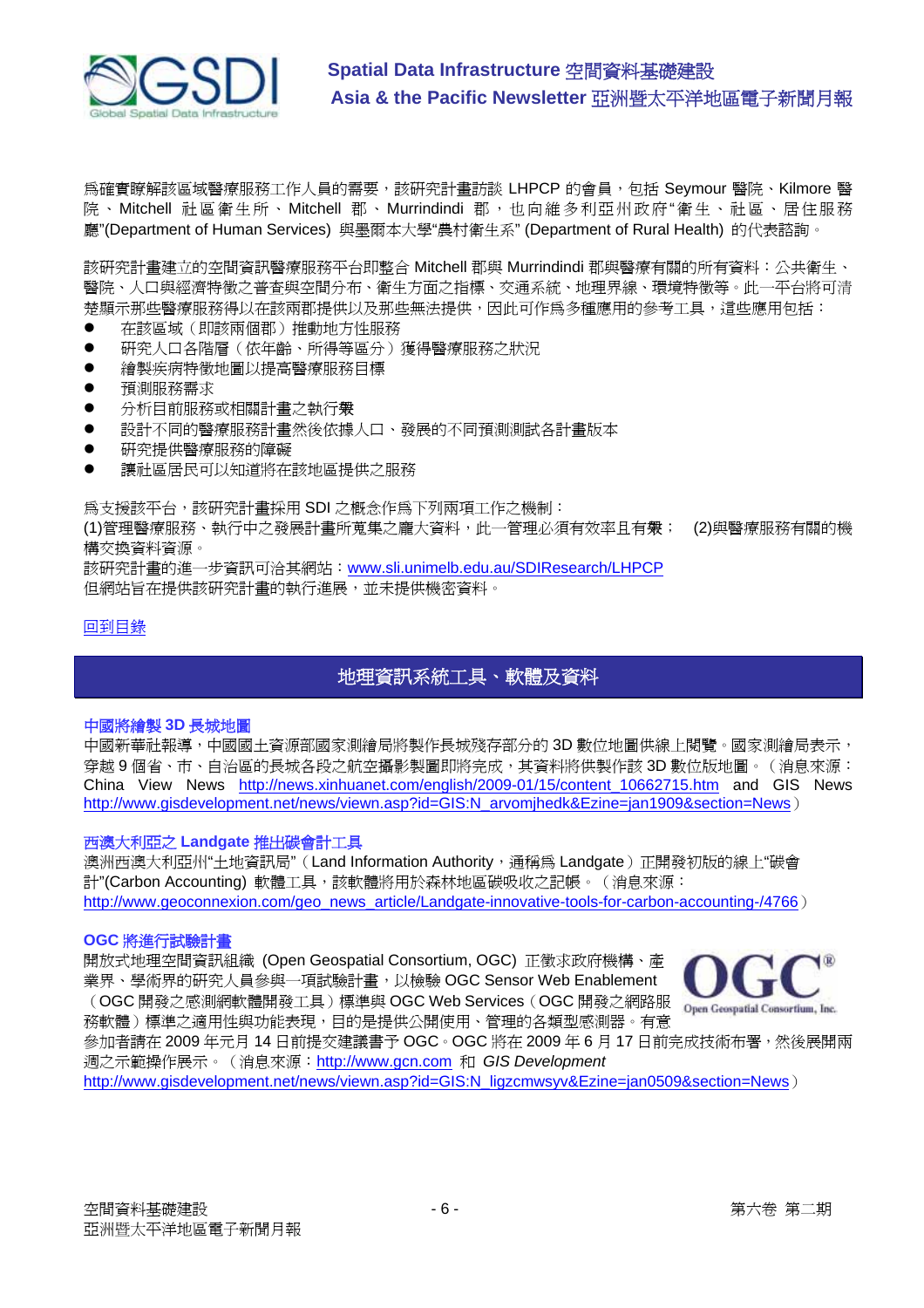爲確實瞭解該區域醫療服務工作人員的需要，該研究計畫訪談 LHPCP 的會員，包括 Seymour 醫院、Kilmore 醫院、Mitchell 社區衛生所、Mitchell 郡、Murrindindi 郡，也向維多利亞州政府"衛生、社區、居住服務廳"(Department of Human Services) 與墨爾本大學"農村衛生系" (Department of Rural Health) 的代表諮詢。

該研究計畫建立的空間資訊醫療服務平台即整合 Mitchell 郡與 Murrindindi 郡與醫療有關的所有資料：公共衛生、醫院、人口與經濟特徵之普查與空間分布、衛生方面之指標、交通系統、地理界線、環境特徵等。此一平台將可清楚顯示那些醫療服務得以在該兩郡提供以及那些無法提供，因此可作爲多種應用的參考工具，這些應用包括：

- 在該區域（即該兩個郡）推動地方性服務
- 研究人口各階層（依年齡、所得等區分）獲得醫療服務之狀況
- 繪製疾病特徵地圖以提高醫療服務目標
- 預測服務需求
- 分析目前服務或相關計畫之執行彙
- 設計不同的醫療服務計畫然後依據人口、發展的不同預測測試各計畫版本
- 研究提供醫療服務的障礙
- 讓社區居民可以知道將在該地區提供之服務

爲支援該平台，該研究計畫採用 SDI 之概念作爲下列兩項工作之機制：
(1)管理醫療服務、執行中之發展計畫所蒐集之龐大資料，此一管理必須有效率且有彙； (2)與醫療服務有關的機構交換資料資源。
該研究計畫的進一步資訊可洽其網站：www.sli.unimelb.edu.au/SDIResearch/LHPCP
但網站旨在提供該研究計畫的執行進展，並未提供機密資料。

回到目錄

## 地理資訊系統工具、軟體及資料

### 中國將繪製 3D 長城地圖

中國新華社報導，中國國土資源部國家測繪局將製作長城殘存部分的 3D 數位地圖供線上閱覽。國家測繪局表示，穿越 9 個省、市、自治區的長城各段之航空攝影製圖即將完成，其資料將供製作該 3D 數位版地圖。（消息來源：China View News http://news.xinhuanet.com/english/2009-01/15/content_10662715.htm and GIS News http://www.gisdevelopment.net/news/viewn.asp?id=GIS:N_arvomjhedk&Ezine=jan1909&section=News）

### 西澳大利亞之 Landgate 推出碳會計工具

澳洲西澳大利亞州"土地資訊局"（Land Information Authority，通稱爲 Landgate）正開發初版的線上"碳會計"(Carbon Accounting) 軟體工具，該軟體將用於森林地區碳吸收之記帳。（消息來源：http://www.geoconnexion.com/geo_news_article/Landgate-innovative-tools-for-carbon-accounting-/4766）

### OGC 將進行試驗計畫

開放式地理空間資訊組織 (Open Geospatial Consortium, OGC) 正徵求政府機構、產業界、學術界的研究人員參與一項試驗計畫，以檢驗 OGC Sensor Web Enablement（OGC 開發之感測網軟體開發工具）標準與 OGC Web Services（OGC 開發之網路服務軟體）標準之適用性與功能表現，目的是提供公開使用、管理的各類型感測器。有意參加者請在 2009 年元月 14 日前提交建議書予 OGC。OGC 將在 2009 年 6 月 17 日前完成技術布署，然後展開兩週之示範操作展示。（消息來源：http://www.gcn.com 和 *GIS Development* http://www.gisdevelopment.net/news/viewn.asp?id=GIS:N_ligzcmwsyv&Ezine=jan0509&section=News）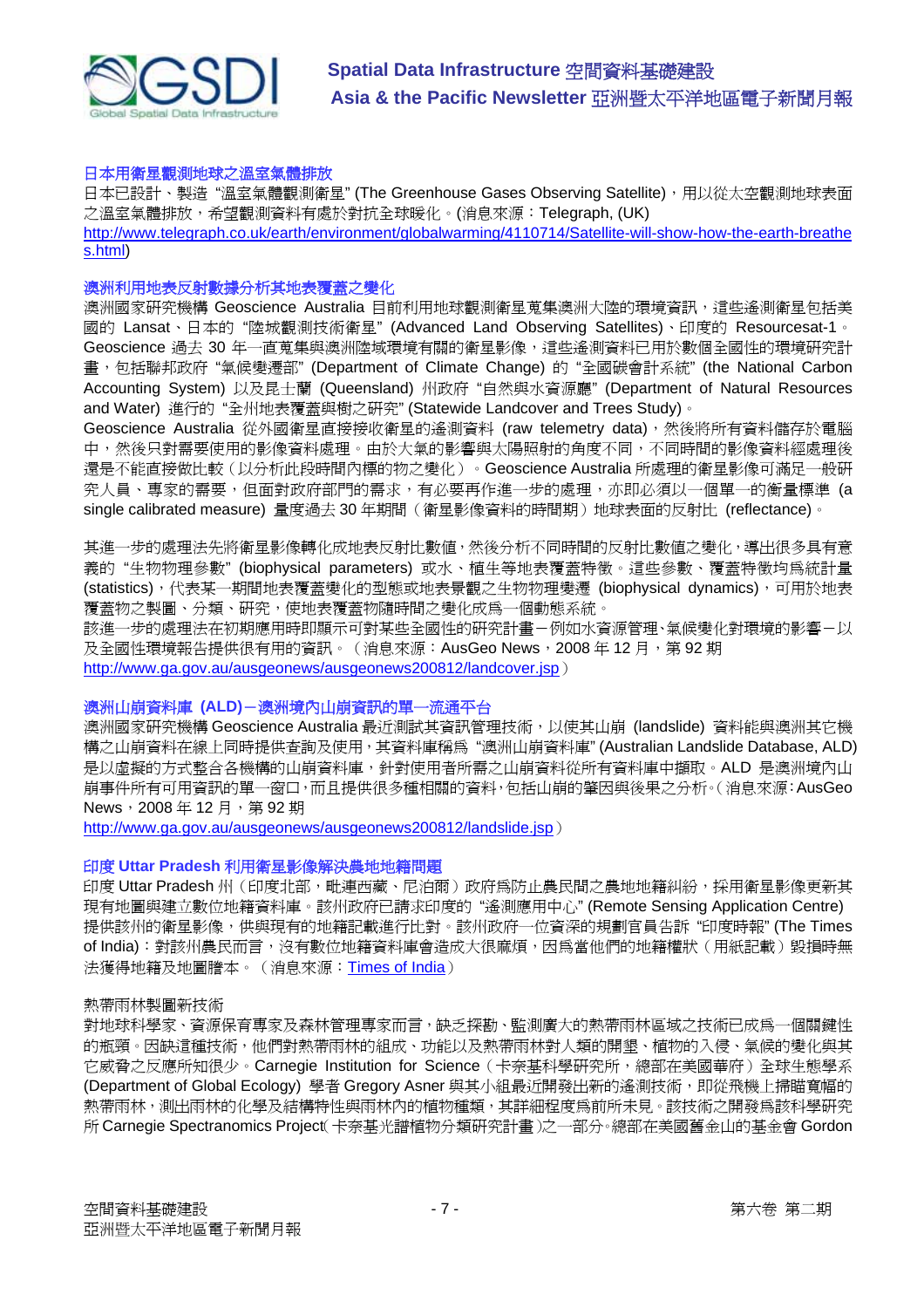### 日本用衛星觀測地球之溫室氣體排放

日本已設計、製造 "溫室氣體觀測衛星" (The Greenhouse Gases Observing Satellite)，用以從太空觀測地球表面之溫室氣體排放，希望觀測資料有處於對抗全球暖化。(消息來源：Telegraph, (UK) http://www.telegraph.co.uk/earth/environment/globalwarming/4110714/Satellite-will-show-how-the-earth-breathes.html)

### 澳洲利用地表反射數據分析其地表覆蓋之變化

澳洲國家研究機構 Geoscience Australia 目前利用地球觀測衛星蒐集澳洲大陸的環境資訊，這些遙測衛星包括美國的 Lansat、日本的 "陸域觀測技術衛星" (Advanced Land Observing Satellites)、印度的 Resourcesat-1。Geoscience 過去 30 年一直蒐集與澳洲陸域環境有關的衛星影像，這些遙測資料已用於數個全國性的環境研究計畫，包括聯邦政府 "氣候變遷部" (Department of Climate Change) 的 "全國碳會計系統" (the National Carbon Accounting System) 以及昆士蘭 (Queensland) 州政府 "自然與水資源廳" (Department of Natural Resources and Water) 進行的 "全州地表覆蓋與樹之研究" (Statewide Landcover and Trees Study)。

Geoscience Australia 從外國衛星直接接收衛星的遙測資料 (raw telemetry data)，然後將所有資料儲存於電腦中，然後只對需要使用的影像資料處理。由於大氣的影響與太陽照射的角度不同，不同時間的影像資料經處理後還是不能直接做比較（以分析此段時間內標的物之變化）。Geoscience Australia 所處理的衛星影像可滿足一般研究人員、專家的需要，但面對政府部門的需求，有必要再作進一步的處理，亦即必須以一個單一的衡量標準 (a single calibrated measure) 量度過去 30 年期間（衛星影像資料的時間期）地球表面的反射比 (reflectance)。

其進一步的處理法先將衛星影像轉化成地表反射比數值，然後分析不同時間的反射比數值之變化，導出很多具有意義的 "生物理參數" (biophysical parameters) 或水、植生等地表覆蓋特徵。這些參數、覆蓋特徵均為統計量 (statistics)，代表某一期間地表覆蓋變化的型態或地表景觀之生物理變遷 (biophysical dynamics)，可用於地表覆蓋物之製圖、分類、研究，使地表覆蓋物隨時間之變化成為一個動態系統。

該進一步的處理法在初期應用時即顯示可對某些全國性的研究計畫－例如水資源管理、氣候變化對環境的影響－以及全國性環境報告提供很有用的資訊。（消息來源：AusGeo News，2008 年 12 月，第 92 期 http://www.ga.gov.au/ausgeonews/ausgeonews200812/landcover.jsp）

### 澳洲山崩資料庫 (ALD)－澳洲境內山崩資訊的單一流通平台

澳洲國家研究機構 Geoscience Australia 最近測試其資訊管理技術，以使其山崩 (landslide) 資料能與澳洲其它機構之山崩資料在線上同時提供查詢及使用，其資料庫稱為 "澳洲山崩資料庫" (Australian Landslide Database, ALD) 是以虛擬的方式整合各機構的山崩資料庫，針對使用者所需之山崩資料從所有資料庫中擷取。ALD 是澳洲境內山崩事件所有可用資訊的單一窗口，而且提供很多種相關的資料，包括山崩的肇因與後果之分析。(消息來源：AusGeo News，2008 年 12 月，第 92 期 http://www.ga.gov.au/ausgeonews/ausgeonews200812/landslide.jsp）

### 印度 Uttar Pradesh 利用衛星影像解決農地地籍問題

印度 Uttar Pradesh 州（印度北部，毗連西藏、尼泊爾）政府為防止農民間之農地地籍糾紛，採用衛星影像更新其現有地圖與建立數位地籍資料庫。該州政府已請求印度的 "遙測應用中心" (Remote Sensing Application Centre) 提供該州的衛星影像，供與現有的地籍記載進行比對。該州政府一位資深的規劃官員告訴 "印度時報" (The Times of India)：對該州農民而言，沒有數位地籍資料庫會造成大很麻煩，因為當他們的地籍權狀（用紙記載）毀損時無法獲得地籍及地圖謄本。（消息來源：Times of India）

### 熱帶雨林製圖新技術

對地球科學家、資源保育專家及森林管理專家而言，缺乏探勘、監測廣大的熱帶雨林區域之技術已成為一個關鍵性的瓶頸。因缺這種技術，他們對熱帶雨林的組成、功能以及熱帶雨林對人類的開墾、植物的入侵、氣候的變化與其它威脅之反應所知很少。Carnegie Institution for Science（卡奈基科學研究所，總部在美國華府）全球生態學系 (Department of Global Ecology) 學者 Gregory Asner 與其小組最近開發出新的遙測技術，即從飛機上掃瞄寬幅的熱帶雨林，測出雨林的化學及結構特性與雨林內的植物種類，其詳細程度為前所未見。該技術之開發為該科學研究所 Carnegie Spectranomics Project（卡奈基光譜植物分類研究計畫）之一部分。總部在美國舊金山的基金會 Gordon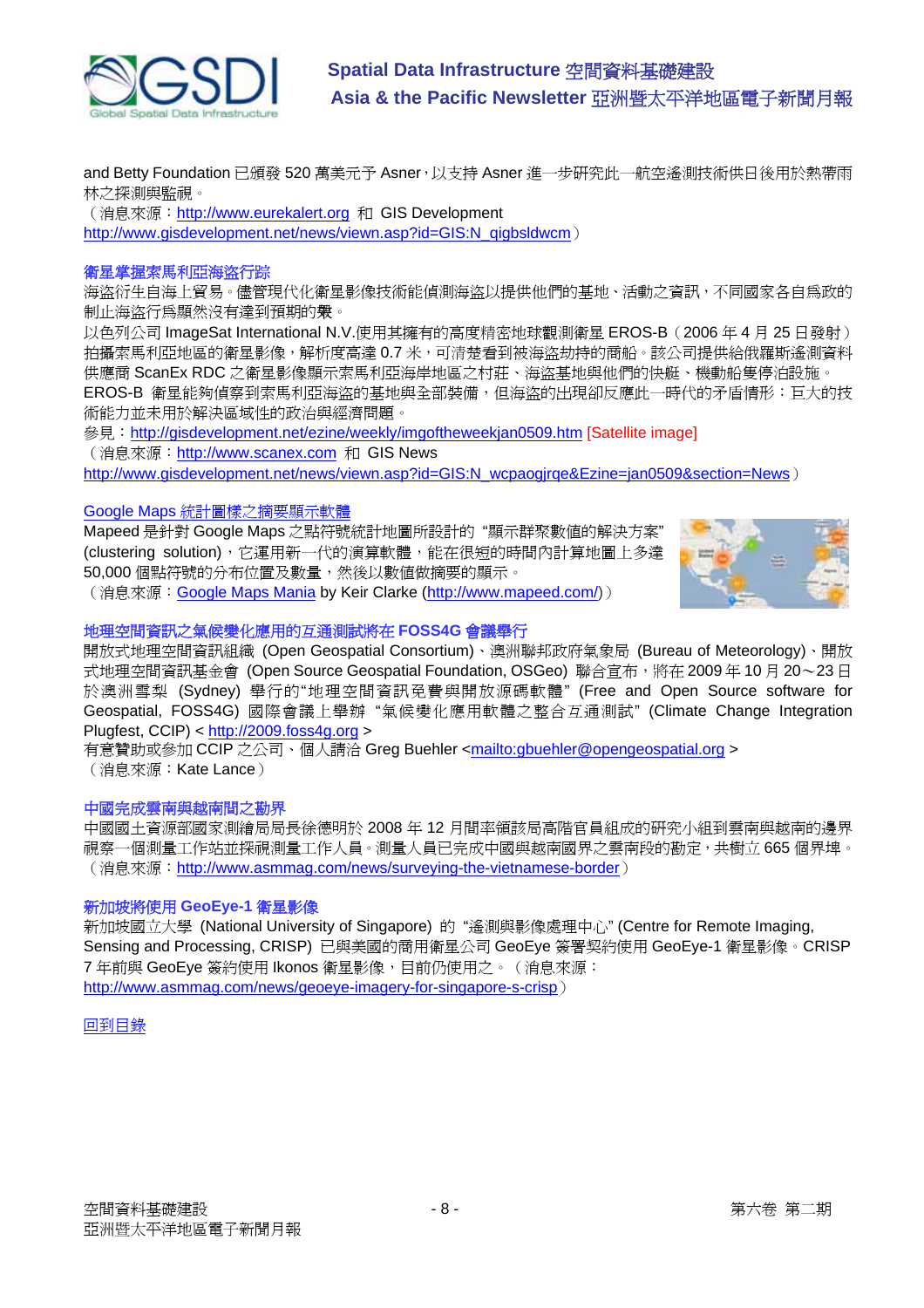and Betty Foundation 已頒發 520 萬美元予 Asner，以支持 Asner 進一步研究此一航空遙測技術供日後用於熱帶雨林之探測與監視。

（消息來源：http://www.eurekalert.org 和 GIS Development
http://www.gisdevelopment.net/news/viewn.asp?id=GIS:N_qigbsldwcm）

### 衛星掌握索馬利亞海盜行踪

海盜衍生自海上貿易。儘管現代化衛星影像技術能偵測海盜以提供他們的基地、活動之資訊，不同國家各自為政的制止海盜行為顯然沒有達到預期的效果。

以色列公司 ImageSat International N.V.使用其擁有的高度精密地球觀測衛星 EROS-B（2006 年 4 月 25 日發射）拍攝索馬利亞地區的衛星影像，解析度高達 0.7 米，可清楚看到被海盜劫持的商船。該公司提供給俄羅斯遙測資料供應商 ScanEx RDC 之衛星影像顯示索馬利亞海岸地區之村莊、海盜基地與他們的快艇、機動船隻停泊設施。EROS-B 衛星能夠偵察到索馬利亞海盜的基地與全部裝備，但海盜的出現卻反應此一時代的矛盾情形：巨大的技術能力並未用於解決區域性的政治與經濟問題。

參見：http://gisdevelopment.net/ezine/weekly/imgoftheweekjan0509.htm [Satellite image]

（消息來源：http://www.scanex.com 和 GIS News
http://www.gisdevelopment.net/news/viewn.asp?id=GIS:N_wcpaogjrqe&Ezine=jan0509&section=News）

### Google Maps 統計圖樣之摘要顯示軟體

Mapeed 是針對 Google Maps 之點符號統計地圖所設計的 "顯示群聚數值的解決方案" (clustering solution)，它運用新一代的演算軟體，能在很短的時間內計算地圖上多達 50,000 個點符號的分布位置及數量，然後以數值做摘要的顯示。

（消息來源：Google Maps Mania by Keir Clarke (http://www.mapeed.com/)）

### 地理空間資訊之氣候變化應用的互通測試將在 FOSS4G 會議舉行

開放式地理空間資訊組織 (Open Geospatial Consortium)、澳洲聯邦政府氣象局 (Bureau of Meteorology)、開放式地理空間資訊基金會 (Open Source Geospatial Foundation, OSGeo) 聯合宣布，將在 2009 年 10 月 20～23 日於澳洲雪梨 (Sydney) 舉行的"地理空間資訊免費與開放源碼軟體" (Free and Open Source software for Geospatial, FOSS4G) 國際會議上舉辦 "氣候變化應用軟體之整合互通測試" (Climate Change Integration Plugfest, CCIP) < http://2009.foss4g.org >

有意贊助或參加 CCIP 之公司、個人請洽 Greg Buehler <mailto:gbuehler@opengeospatial.org >

（消息來源：Kate Lance）

### 中國完成雲南與越南間之勘界

中國國土資源部國家測繪局局長徐德明於 2008 年 12 月間率領該局高階官員組成的研究小組到雲南與越南的邊界視察一個測量工作站並探視測量工作人員。測量人員已完成中國與越南國界之雲南段的勘定，共樹立 665 個界埠。

（消息來源：http://www.asmmag.com/news/surveying-the-vietnamese-border）

### 新加坡將使用 GeoEye-1 衛星影像

新加坡國立大學 (National University of Singapore) 的 "遙測與影像處理中心" (Centre for Remote Imaging, Sensing and Processing, CRISP) 已與美國的商用衛星公司 GeoEye 簽署契約使用 GeoEye-1 衛星影像。CRISP 7 年前與 GeoEye 簽約使用 Ikonos 衛星影像，目前仍使用之。（消息來源：
http://www.asmmag.com/news/geoeye-imagery-for-singapore-s-crisp）

回到目錄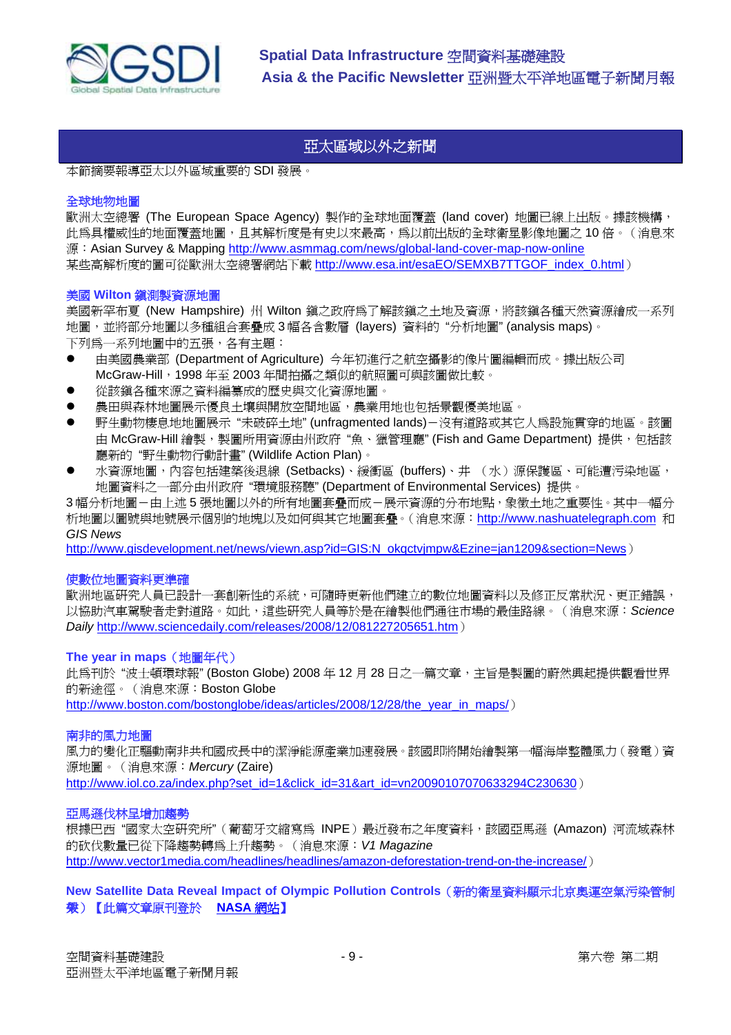## 亞太區域以外之新聞

本節摘要報導亞太以外區域重要的 SDI 發展。

### 全球地物地圖

歐洲太空總署 (The European Space Agency) 製作的全球地面覆蓋 (land cover) 地圖已線上出版。據該機構，此為具權威性的地面覆蓋地圖，且其解析度是有史以來最高，為以前出版的全球衛星影像地圖之 10 倍。（消息來源：Asian Survey & Mapping http://www.asmmag.com/news/global-land-cover-map-now-online
某些高解析度的圖可從歐洲太空總署網站下載 http://www.esa.int/esaEO/SEMXB7TTGOF_index_0.html）

### 美國 Wilton 鎮測製資源地圖

美國新罕布夏 (New Hampshire) 州 Wilton 鎮之政府為了解該鎮之土地及資源，將該鎮各種天然資源繪成一系列地圖，並將部分地圖以多種組合套疊成 3 幅各含數層 (layers) 資料的 "分析地圖" (analysis maps)。
下列為一系列地圖中的五張，各有主題：

- 由美國農業部 (Department of Agriculture) 今年初進行之航空攝影的像片圖編輯而成。據出版公司 McGraw-Hill，1998 年至 2003 年間拍攝之類似的航照圖可與該圖做比較。
- 從該鎮各種來源之資料編纂成的歷史與文化資源地圖。
- 農田與森林地圖展示優良土壤與開放空間地區，農業用地也包括景觀優美地區。
- 野生動物棲息地地圖展示 "未破碎土地" (unfragmented lands)－沒有道路或其它人為設施貫穿的地區。該圖由 McGraw-Hill 繪製，製圖所用資源由州政府 "魚、獵管理廳" (Fish and Game Department) 提供，包括該廳新的 "野生動物行動計畫" (Wildlife Action Plan)。
- 水資源地圖，內容包括建築後退線 (Setbacks)、緩衝區 (buffers)、井 （水）源保護區、可能遭污染地區，地圖資料之一部分由州政府 "環境服務廳" (Department of Environmental Services) 提供。

3 幅分析地圖－由上述 5 張地圖以外的所有地圖套疊而成－展示資源的分布地點，象徵土地之重要性。其中一幅分析地圖以圖號與地號展示個別的地塊以及如何與其它地圖套疊。（消息來源：http://www.nashuatelegraph.com 和 *GIS News*
http://www.gisdevelopment.net/news/viewn.asp?id=GIS:N_okqctvjmpw&Ezine=jan1209&section=News）

### 使數位地圖資料更準確

歐洲地區研究人員已設計一套創新性的系統，可隨時更新他們建立的數位地圖資料以及修正反常狀況、更正錯誤，以協助汽車駕駛者走對道路。如此，這些研究人員等於是在繪製他們通往市場的最佳路線。（消息來源：*Science Daily* http://www.sciencedaily.com/releases/2008/12/081227205651.htm）

### The year in maps（地圖年代）

此為刊於 "波士頓環球報" (Boston Globe) 2008 年 12 月 28 日之一篇文章，主旨是製圖的蔚然興起提供觀看世界的新途徑。（消息來源：Boston Globe
http://www.boston.com/bostonglobe/ideas/articles/2008/12/28/the_year_in_maps/）

### 南非的風力地圖

風力的變化正驅動南非共和國成長中的潔淨能源產業加速發展。該國即將開始繪製第一幅海岸整體風力（發電）資源地圖。（消息來源：*Mercury* (Zaire)
http://www.iol.co.za/index.php?set_id=1&click_id=31&art_id=vn20090107070633294C230630）

### 亞馬遜伐林呈增加趨勢

根據巴西 "國家太空研究所"（葡萄牙文縮寫為 INPE）最近發布之年度資料，該國亞馬遜 (Amazon) 河流域森林的砍伐數量已從下降趨勢轉為上升趨勢。（消息來源：*V1 Magazine*
http://www.vector1media.com/headlines/headlines/amazon-deforestation-trend-on-the-increase/）

### New Satellite Data Reveal Impact of Olympic Pollution Controls（新的衛星資料顯示北京奧運空氣污染管制效）【此篇文章原刊登於 NASA 網站】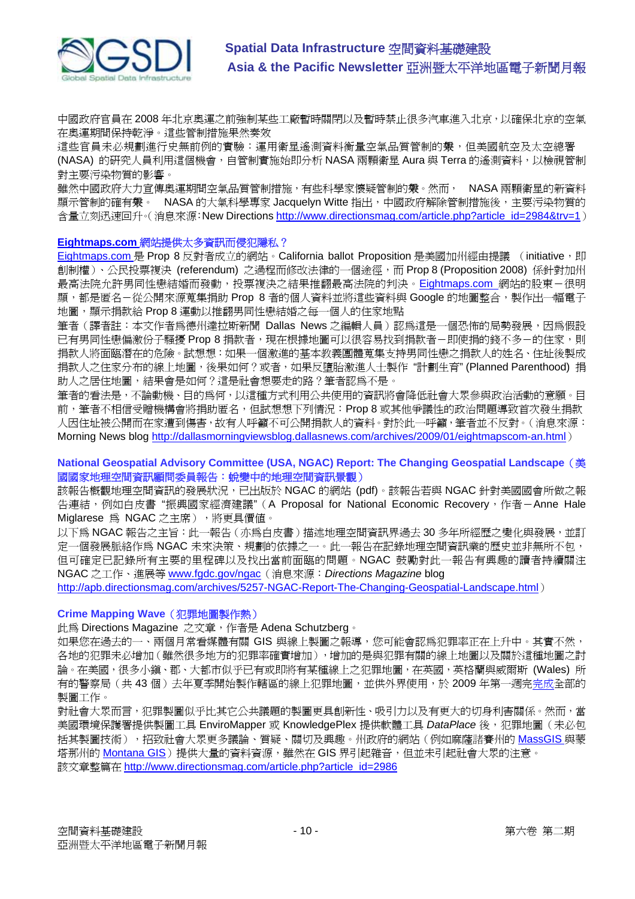中國政府官員在 2008 年北京奧運之前強制某些工廠暫時關閉以及暫時禁止很多汽車進入北京，以確保北京的空氣在奧運期間保持乾淨。這些管制措施果然奏效

這些官員未必規劃進行史無前例的實驗：運用衛星遙測資料衡量空氣品質管制的衝擊，但美國航空及太空總署 (NASA) 的研究人員利用這個機會，自管制實施始即分析 NASA 兩顆衛星 Aura 與 Terra 的遙測資料，以檢視管制對主要污染物質的影響。

雖然中國政府大力宣傳奧運期間空氣品質管制措施，有些科學家懷疑管制的衝擊。然而，  NASA 兩顆衛星的新資料顯示管制的確有衝擊。  NASA 的大氣科學專家 Jacquelyn Witte 指出，中國政府解除管制措施後，主要污染物質的含量立刻迅速回升。(消息來源：New Directions http://www.directionsmag.com/article.php?article_id=2984&trv=1）

### Eightmaps.com 網站提供太多資訊而侵犯隱私？

Eightmaps.com 是 Prop 8 反對者成立的網站。California ballot Proposition 是美國加州經由提議 （initiative，即創制權）、公民投票複決 (referendum) 之過程而修改法律的一個途徑，而 Prop 8 (Proposition 2008) 係針對加州最高法院允許男同性戀結婚而發動，投票複決之結果推翻最高法院的判決。Eightmaps.com 網站的股東－很明顯，都是匿名－從公開來源蒐集捐助 Prop 8 者的個人資料並將這些資料與 Google 的地圖整合，製作出一幅電子地圖，顯示捐款給 Prop 8 運動以推翻男同性戀結婚之每一個人的住家地點

筆者（譯者註：本文作者爲德州達拉斯新聞 Dallas News 之編輯人員）認爲這是一個恐怖的局勢發展，因爲假設已有男同性戀偏激份子騷擾 Prop 8 捐款者，現在根據地圖可以很容易找到捐款者－即使捐的錢不多－的住家，則捐款人將面臨潛在的危險。試想想：如果一個激進的基本教義團體蒐集支持男同性戀之捐款人的姓名、住址後製成捐款人之住家分布的線上地圖，後果如何？或者，如果反墮胎激進人士製作 “計劃生育” (Planned Parenthood) 捐助人之居住地圖，結果會是如何？這是社會想要走的路？筆者認爲不是。

筆者的看法是，不論動機、目的爲何，以這種方式利用公共使用的資訊將會降低社會大眾參與政治活動的意願。目前，筆者不相信受贈機構會將捐助匿名，但試想想下列情況：Prop 8 或其他爭議性的政治問題導致首次發生捐款人因住址被公開而在家遭到傷害，故有人呼籲不可公開捐款人的資料。對於此一呼籲，筆者並不反對。（消息來源：Morning News blog http://dallasmorningviewsblog.dallasnews.com/archives/2009/01/eightmapscom-an.html）

### National Geospatial Advisory Committee (USA, NGAC) Report: The Changing Geospatial Landscape（美國國家地理空間資訊顧問委員會報告：蛻變中的地理空間資訊景觀）

該報告概觀地理空間資訊的發展狀況，已出版於 NGAC 的網站 (pdf)。該報告若與 NGAC 針對美國國會所做之報告連結，例如白皮書 “振興國家經濟建議”（A Proposal for National Economic Recovery，作者－Anne Hale Miglarese 爲 NGAC 之主席），將更具價值。

以下爲 NGAC 報告之主旨：此一報告（亦爲白皮書）描述地理空間資訊界過去 30 多年所經歷之變化與發展，並訂定一個發展脈絡作爲 NGAC 未來決策、規劃的依據之一。此一報告在記錄地理空間資訊業的歷史並非無所不包，但可確定已記錄所有主要的里程碑以及找出當前面臨的問題。NGAC 鼓勵對此一報告有興趣的讀者持續關注 NGAC 之工作、進展等 www.fgdc.gov/ngac（消息來源：*Directions Magazine* blog http://apb.directionsmag.com/archives/5257-NGAC-Report-The-Changing-Geospatial-Landscape.html）

### Crime Mapping Wave（犯罪地圖製作熱）

此爲 Directions Magazine 之文章，作者是 Adena Schutzberg。

如果您在過去的一、兩個月常看媒體有關 GIS 與線上製圖之報導，您可能會認爲犯罪率正在上升中。其實不然，各地的犯罪未必增加（雖然很多地方的犯罪率確實增加），增加的是與犯罪有關的線上地圖以及關於這種地圖之討論。在美國，很多小鎮、郡、大都市似乎已有或即將有某種線上之犯罪地圖，在英國，英格蘭與威爾斯 (Wales) 所有的警察局（共 43 個）去年夏季開始製作轄區的線上犯罪地圖，並供外界使用，於 2009 年第一週完完成全部的製圖工作。

對社會大眾而言，犯罪製圖似乎比其它公共議題的製圖更具創新性、吸引力以及有更大的切身利害關係。然而，當美國環境保護署提供製圖工具 EnviroMapper 或 KnowledgePlex 提供軟體工具 *DataPlace* 後，犯罪地圖（未必包括其製圖技術），招致社會大眾更多議論、質疑、關切及興趣。州政府的網站（例如麻薩諸賽州的 MassGIS 與蒙塔那州的 Montana GIS）提供大量的資料資源，雖然在 GIS 界引起雜音，但並未引起社會大眾的注意。

該文章整篇在 http://www.directionsmag.com/article.php?article_id=2986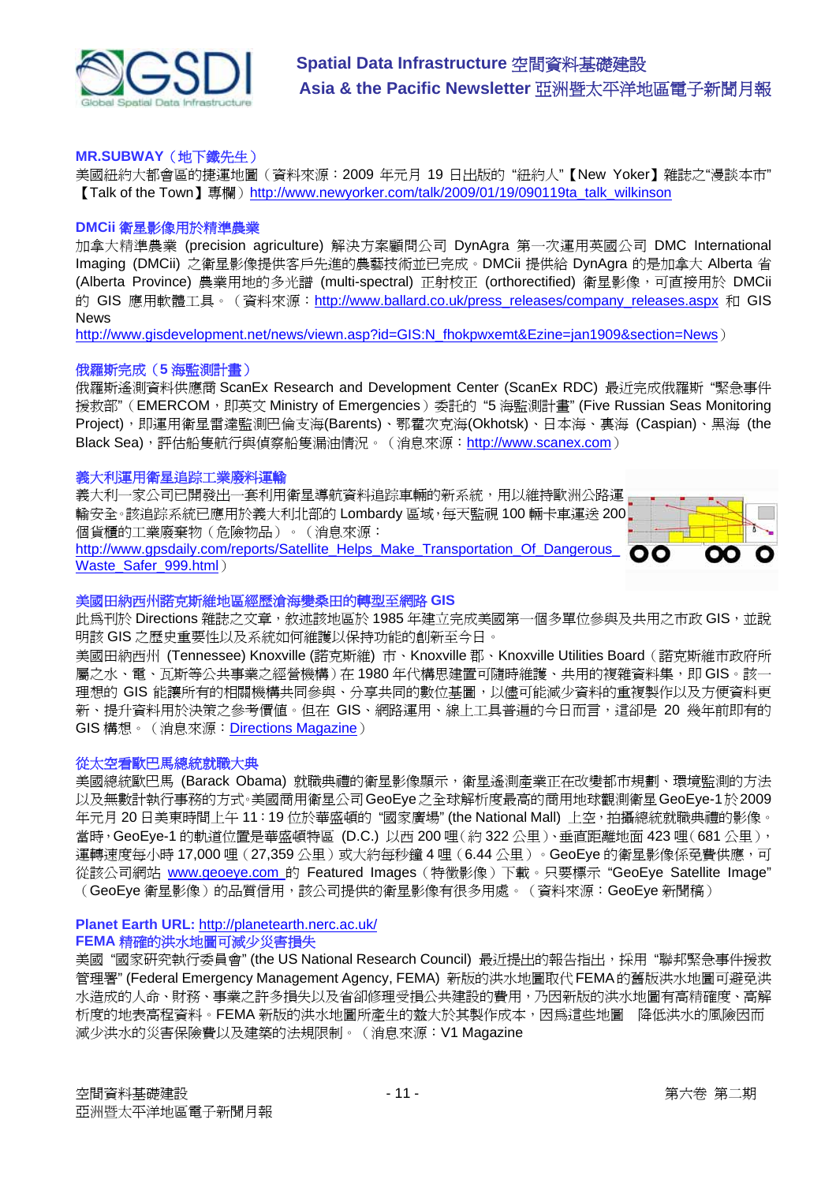**MR.SUBWAY（地下鐵先生）**

美國紐約大都會區的捷運地圖（資料來源：2009 年元月 19 日出版的 "紐約人"【New Yoker】雜誌之"漫談本市"【Talk of the Town】專欄）http://www.newyorker.com/talk/2009/01/19/090119ta_talk_wilkinson

**DMCii 衛星影像用於精準農業**

加拿大精準農業 (precision agriculture) 解決方案顧問公司 DynAgra 第一次運用英國公司 DMC International Imaging (DMCii) 之衛星影像提供客戶先進的農藝技術並已完成。DMCii 提供給 DynAgra 的是加拿大 Alberta 省 (Alberta Province) 農業用地的多光譜 (multi-spectral) 正射校正 (orthorectified) 衛星影像，可直接用於 DMCii 的 GIS 應用軟體工具。（資料來源：http://www.ballard.co.uk/press_releases/company_releases.aspx 和 GIS News
http://www.gisdevelopment.net/news/viewn.asp?id=GIS:N_fhokpwxemt&Ezine=jan1909&section=News）

**俄羅斯完成（5 海監測計畫）**

俄羅斯遙測資料供應商 ScanEx Research and Development Center (ScanEx RDC) 最近完成俄羅斯 "緊急事件援救部"（EMERCOM，即英文 Ministry of Emergencies）委託的 "5 海監測計畫" (Five Russian Seas Monitoring Project)，即運用衛星雷達監測巴倫支海(Barents)、鄂霍次克海(Okhotsk)、日本海、裏海 (Caspian)、黑海 (the Black Sea)，評估船隻航行與偵察船隻漏油情況。（消息來源：http://www.scanex.com）

**義大利運用衛星追踪工業廢料運輸**

義大利一家公司已開發出一套利用衛星導航資料追踪車輛的新系統，用以維持歐洲公路運輸安全。該追踪系統已應用於義大利北部的 Lombardy 區域，每天監視 100 輛卡車運送 200 個貨櫃的工業廢棄物（危險物品）。（消息來源：
http://www.gpsdaily.com/reports/Satellite_Helps_Make_Transportation_Of_Dangerous_Waste_Safer_999.html）

**美國田納西州諾克斯維地區經歷滄海變桑田的轉型至網路 GIS**

此為刊於 Directions 雜誌之文章，敘述該地區於 1985 年建立完成美國第一個多單位參與及共用之市政 GIS，並說明該 GIS 之歷史重要性以及系統如何維護以保持功能的創新至今日。

美國田納西州 (Tennessee) Knoxville (諾克斯維) 市、Knoxville 郡、Knoxville Utilities Board（諾克斯維市政府所屬之水、電、瓦斯等公共事業之經營機構）在 1980 年代構思建置可隨時維護、共用的複雜資料集，即 GIS。該一理想的 GIS 能讓所有的相關機構共同參與、分享共同的數位基圖，以儘可能減少資料的重複製作以及方便資料更新、提升資料用於決策之參考價值。但在 GIS、網路運用、線上工具普遍的今日而言，這卻是 20 幾年前即有的 GIS 構想。（消息來源：Directions Magazine）

**從太空看歐巴馬總統就職大典**

美國總統歐巴馬 (Barack Obama) 就職典禮的衛星影像顯示，衛星遙測產業正在改變都市規劃、環境監測的方法以及無數計執行事務的方式。美國商用衛星公司 GeoEye 之全球解析度最高的商用地球觀測衛星 GeoEye-1 於 2009 年元月 20 日美東時間上午 11：19 位於華盛頓的 "國家廣場" (the National Mall) 上空，拍攝總統就職典禮的影像。當時，GeoEye-1 的軌道位置是華盛頓特區 (D.C.) 以西 200 哩（約 322 公里）、垂直距離地面 423 哩（681 公里），運轉速度每小時 17,000 哩（27,359 公里）或大約每秒鐘 4 哩（6.44 公里）。GeoEye 的衛星影像係免費供應，可從該公司網站 www.geoeye.com 的 Featured Images（特徵影像）下載。只要標示 "GeoEye Satellite Image"（GeoEye 衛星影像）的品質信用，該公司提供的衛星影像有很多用處。（資料來源：GeoEye 新聞稿）

**Planet Earth URL:** http://planetearth.nerc.ac.uk/

**FEMA 精確的洪水地圖可減少災害損失**

美國 "國家研究執行委員會" (the US National Research Council) 最近提出的報告指出，採用 "聯邦緊急事件援救管理署" (Federal Emergency Management Agency, FEMA) 新版的洪水地圖取代 FEMA 的舊版洪水地圖可避免洪水造成的人命、財務、事業之許多損失以及省卻修理受損公共建設的費用，乃因新版的洪水地圖有高精確度、高解析度的地表高程資料。FEMA 新版的洪水地圖所產生的效益大於其製作成本，因為這些地圖　降低洪水的風險因而減少洪水的災害保險費以及建築的法規限制。（消息來源：V1 Magazine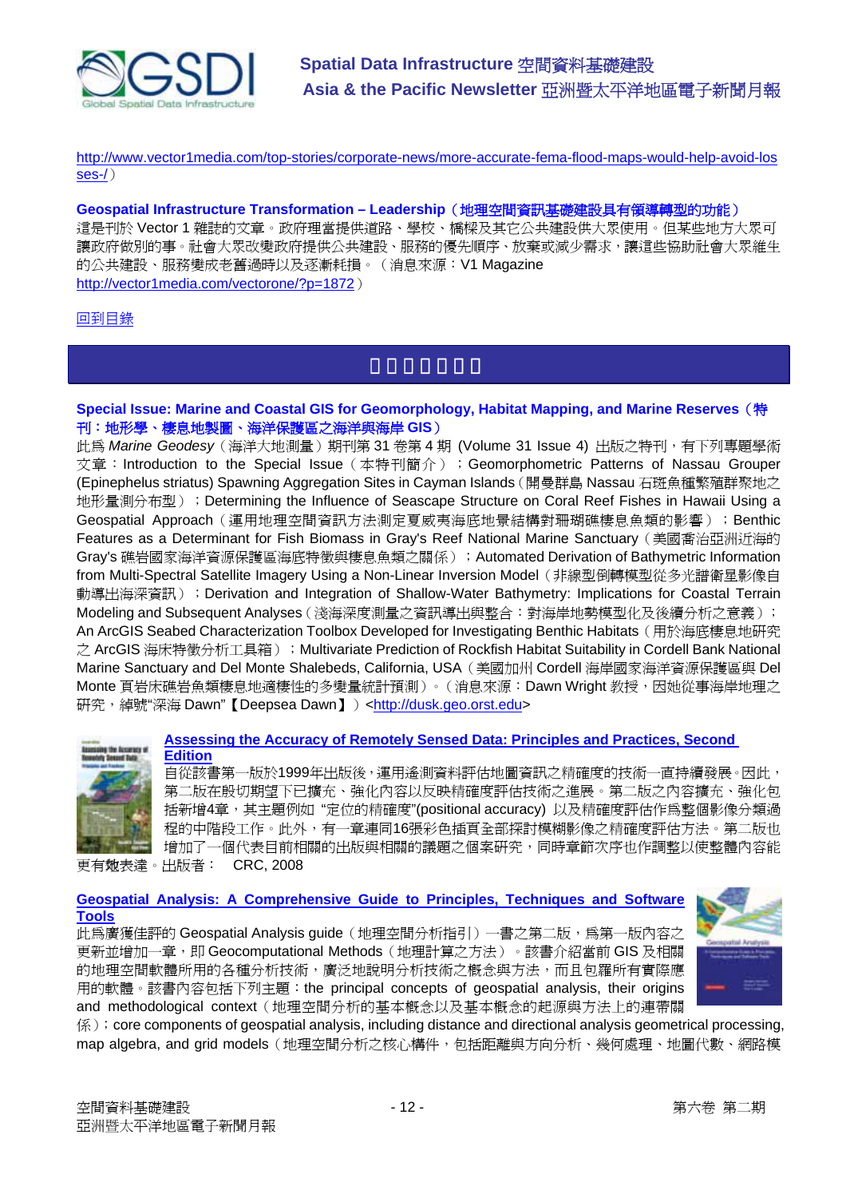http://www.vector1media.com/top-stories/corporate-news/more-accurate-fema-flood-maps-would-help-avoid-losses-/）

**Geospatial Infrastructure Transformation – Leadership（地理空間資訊基礎建設具有領導轉型的功能）**
這是刊於 Vector 1 雜誌的文章。政府理當提供道路、學校、橋樑及其它公共建設供大眾使用。但某些地方大眾可讓政府做別的事。社會大眾改變政府提供公共建設、服務的優先順序、放棄或減少需求，讓這些協助社會大眾維生的公共建設、服務變成老舊過時以及逐漸耗損。（消息來源：V1 Magazine http://vector1media.com/vectorone/?p=1872）

回到目錄

## 期刊與書籍介紹

**Special Issue: Marine and Coastal GIS for Geomorphology, Habitat Mapping, and Marine Reserves（特刊：地形學、棲息地製圖、海洋保護區之海洋與海岸 GIS）**
此為 *Marine Geodesy*（海洋大地測量）期刊第 31 卷第 4 期 (Volume 31 Issue 4) 出版之特刊，有下列專題學術文章：Introduction to the Special Issue（本特刊簡介）；Geomorphometric Patterns of Nassau Grouper (Epinephelus striatus) Spawning Aggregation Sites in Cayman Islands（開曼群島 Nassau 石斑魚種繁殖群聚地之地形量測分布型）；Determining the Influence of Seascape Structure on Coral Reef Fishes in Hawaii Using a Geospatial Approach（運用地理空間資訊方法測定夏威夷海底地景結構對珊瑚礁棲息魚類的影響）；Benthic Features as a Determinant for Fish Biomass in Gray's Reef National Marine Sanctuary（美國喬治亞洲近海的 Gray's 礁岩國家海洋資源保護區海底特徵與棲息魚類之關係）；Automated Derivation of Bathymetric Information from Multi-Spectral Satellite Imagery Using a Non-Linear Inversion Model（非線型倒轉模型從多光譜衛星影像自動導出海深資訊）；Derivation and Integration of Shallow-Water Bathymetry: Implications for Coastal Terrain Modeling and Subsequent Analyses（淺海深度測量之資訊導出與整合：對海岸地勢模型化及後續分析之意義）；An ArcGIS Seabed Characterization Toolbox Developed for Investigating Benthic Habitats（用於海底棲息地研究之 ArcGIS 海床特徵分析工具箱）；Multivariate Prediction of Rockfish Habitat Suitability in Cordell Bank National Marine Sanctuary and Del Monte Shalebeds, California, USA（美國加州 Cordell 海岸國家海洋資源保護區與 Del Monte 頁岩床礁岩魚類棲息地適棲性的多變量統計預測）。（消息來源：Dawn Wright 教授，因她從事海岸地理之研究，綽號"深海 Dawn"【Deepsea Dawn】）<http://dusk.geo.orst.edu>

**Assessing the Accuracy of Remotely Sensed Data: Principles and Practices, Second Edition**
自從該書第一版於1999年出版後，運用遙測資料評估地圖資訊之精確度的技術一直持續發展。因此，第二版在殷切期望下已擴充、強化內容以反映精確度評估技術之進展。第二版之內容擴充、強化包括新增4章，其主題例如 "定位的精確度"(positional accuracy) 以及精確度評估作爲整個影像分類過程的中階段工作。此外，有一章連同16張彩色插頁全部探討模糊影像之精確度評估方法。第二版也增加了一個代表目前相關的出版與相關的議題之個案研究，同時章節次序也作調整以使整體內容能更有效表達。出版者： CRC, 2008

**Geospatial Analysis: A Comprehensive Guide to Principles, Techniques and Software Tools**
此爲廣獲佳評的 Geospatial Analysis guide（地理空間分析指引）一書之第二版，爲第一版內容之更新並增加一章，即 Geocomputational Methods（地理計算之方法）。該書介紹當前 GIS 及相關的地理空間軟體所用的各種分析技術，廣泛地說明分析技術之概念與方法，而且包羅所有實際應用的軟體。該書內容包括下列主題：the principal concepts of geospatial analysis, their origins and methodological context（地理空間分析的基本概念以及基本概念的起源與方法上的連帶關係）；core components of geospatial analysis, including distance and directional analysis geometrical processing, map algebra, and grid models（地理空間分析之核心構件，包括距離與方向分析、幾何處理、地圖代數、網路模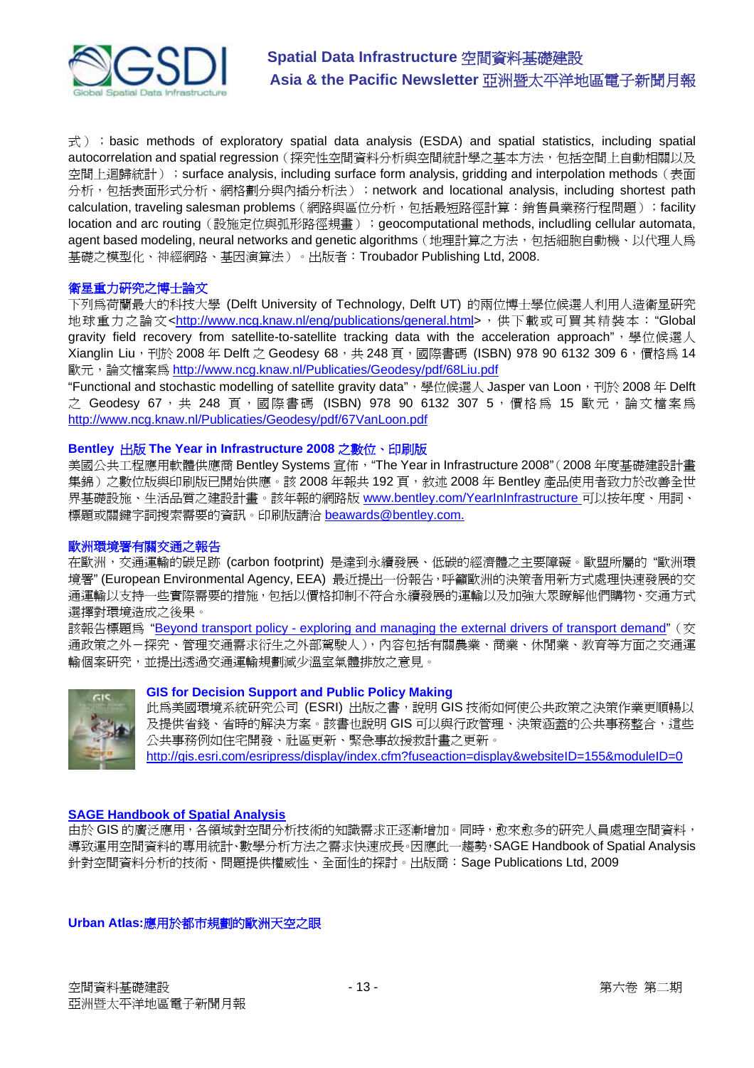式）；basic methods of exploratory spatial data analysis (ESDA) and spatial statistics, including spatial autocorrelation and spatial regression（探究性空間資料分析與空間統計學之基本方法，包括空間上自動相關以及空間上迴歸統計）；surface analysis, including surface form analysis, gridding and interpolation methods（表面分析，包括表面形式分析、網格劃分與內插分析法）；network and locational analysis, including shortest path calculation, traveling salesman problems（網路與區位分析，包括最短路徑計算：銷售員業務行程問題）；facility location and arc routing（設施定位與弧形路徑規畫）；geocomputational methods, includling cellular automata, agent based modeling, neural networks and genetic algorithms（地理計算之方法，包括細胞自動機、以代理人為基礎之模型化、神經網路、基因演算法）。出版者：Troubador Publishing Ltd, 2008.

### 衛星重力研究之博士論文

下列為荷蘭最大的科技大學 (Delft University of Technology, Delft UT) 的兩位博士學位候選人利用人造衛星研究地球重力之論文<http://www.ncg.knaw.nl/eng/publications/general.html>，供下載或可買其精裝本："Global gravity field recovery from satellite-to-satellite tracking data with the acceleration approach"，學位候選人 Xianglin Liu，刊於 2008 年 Delft 之 Geodesy 68，共 248 頁，國際書碼 (ISBN) 978 90 6132 309 6，價格為 14 歐元，論文檔案為 http://www.ncg.knaw.nl/Publicaties/Geodesy/pdf/68Liu.pdf

"Functional and stochastic modelling of satellite gravity data"，學位候選人 Jasper van Loon，刊於 2008 年 Delft 之 Geodesy 67，共 248 頁，國際書碼 (ISBN) 978 90 6132 307 5，價格為 15 歐元，論文檔案為 http://www.ncg.knaw.nl/Publicaties/Geodesy/pdf/67VanLoon.pdf

### Bentley 出版 The Year in Infrastructure 2008 之數位、印刷版

美國公共工程應用軟體供應商 Bentley Systems 宣佈，"The Year in Infrastructure 2008"（2008 年度基礎建設計畫集錦）之數位版與印刷版已開始供應。該 2008 年報共 192 頁，敘述 2008 年 Bentley 產品使用者致力於改善全世界基礎設施、生活品質之建設計畫。該年報的網路版 www.bentley.com/YearInInfrastructure 可以按年度、用詞、標題或關鍵字詞搜索需要的資訊。印刷版請洽 beawards@bentley.com.

### 歐洲環境署有關交通之報告

在歐洲，交通運輸的碳足跡 (carbon footprint) 是達到永續發展、低碳的經濟體之主要障礙。歐盟所屬的 "歐洲環境署" (European Environmental Agency, EEA) 最近提出一份報告，呼籲歐洲的決策者用新方式處理快速發展的交通運輸以支持一些實際需要的措施，包括以價格抑制不符合永續發展的運輸以及加強大眾瞭解他們購物、交通方式選擇對環境造成之後果。

該報告標題為 "Beyond transport policy - exploring and managing the external drivers of transport demand"（交通政策之外－探究、管理交通需求衍生之外部駕駛人），內容包括有關農業、商業、休閒業、教育等方面之交通運輸個案研究，並提出透過交通運輸規劃減少溫室氣體排放之意見。

### GIS for Decision Support and Public Policy Making

此為美國環境系統研究公司 (ESRI) 出版之書，說明 GIS 技術如何使公共政策之決策作業更順暢以及提供省錢、省時的解決方案。該書也說明 GIS 可以與行政管理、決策涵蓋的公共事務整合，這些公共事務例如住宅開發、社區更新、緊急事故援救計畫之更新。

http://gis.esri.com/esripress/display/index.cfm?fuseaction=display&websiteID=155&moduleID=0

### SAGE Handbook of Spatial Analysis

由於 GIS 的廣泛應用，各領域對空間分析技術的知識需求正逐漸增加。同時，愈來愈多的研究人員處理空間資料，導致運用空間資料的專用統計、數學分析方法之需求快速成長。因應此一趨勢，SAGE Handbook of Spatial Analysis 針對空間資料分析的技術、問題提供權威性、全面性的探討。出版商：Sage Publications Ltd, 2009

### Urban Atlas:應用於都市規劃的歐洲天空之眼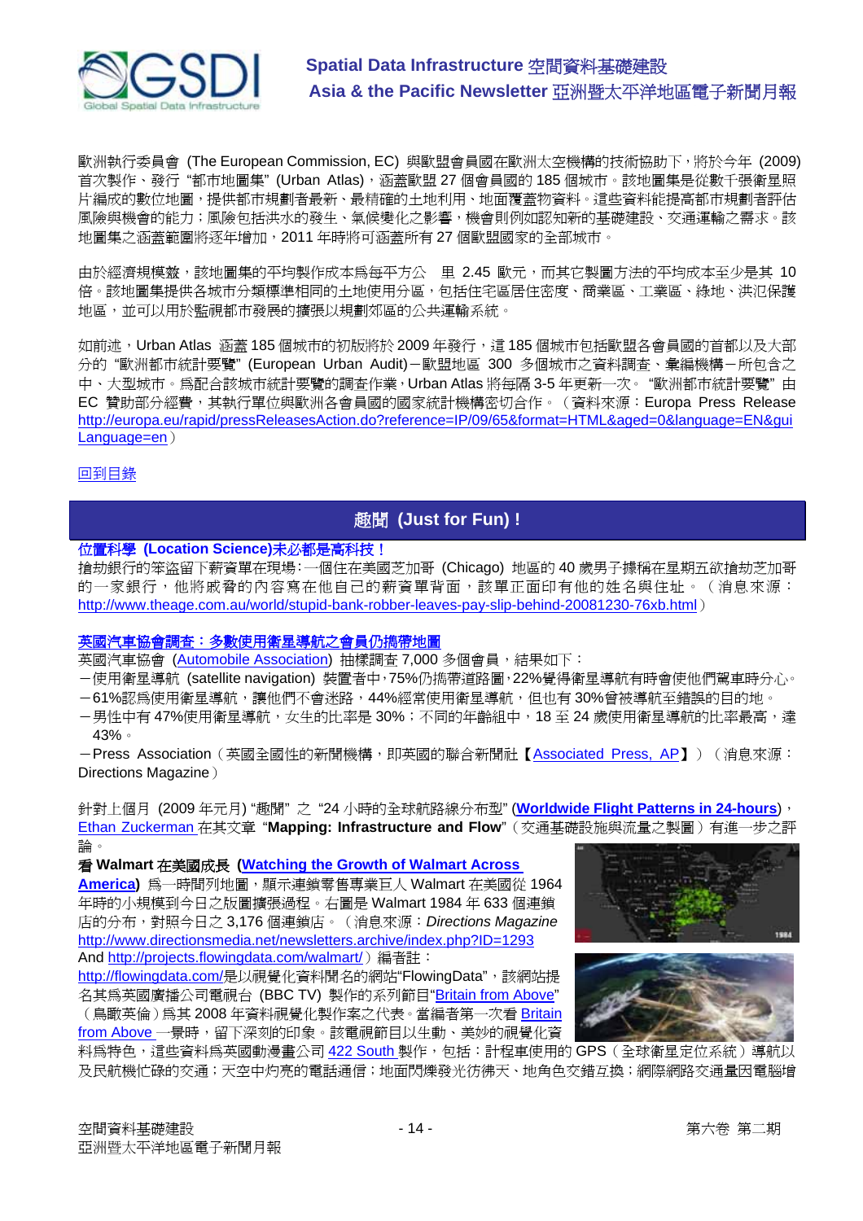歐洲執行委員會 (The European Commission, EC) 與歐盟會員國在歐洲太空機構的技術協助下，將於今年 (2009) 首次製作、發行 "都市地圖集" (Urban Atlas)，涵蓋歐盟 27 個會員國的 185 個城市。該地圖集是從數千張衛星照片編成的數位地圖，提供都市規劃者最新、最精確的土地利用、地面覆蓋物資料。這些資料能提高都市規劃者評估風險與機會的能力；風險包括洪水的發生、氣候變化之影響，機會則例如認知新的基礎建設、交通運輸之需求。該地圖集之涵蓋範圍將逐年增加，2011 年時將可涵蓋所有 27 個歐盟國家的全部城市。

由於經濟規模巍，該地圖集的平均製作成本為每平方公　里 2.45 歐元，而其它製圖方法的平均成本至少是其 10 倍。該地圖集提供各城市分類標準相同的土地使用分區，包括住宅區居住密度、商業區、工業區、綠地、洪氾保護地區，並可以用於監視都市發展的擴張以規劃郊區的公共運輸系統。

如前述，Urban Atlas 涵蓋 185 個城市的初版將於 2009 年發行，這 185 個城市包括歐盟各會員國的首都以及大部分的 "歐洲都市統計要覽" (European Urban Audit)－歐盟地區 300 多個城市之資料調查、彙編機構－所包含之中、大型城市。為配合該城市統計要覽的調查作業，Urban Atlas 將每隔 3-5 年更新一次。"歐洲都市統計要覽" 由 EC 贊助部分經費，其執行單位與歐洲各會員國的國家統計機構密切合作。（資料來源：Europa Press Release http://europa.eu/rapid/pressReleasesAction.do?reference=IP/09/65&format=HTML&aged=0&language=EN&guiLanguage=en）

回到目錄

## 趣聞 (Just for Fun) !

**位置科學 (Location Science)未必都是高科技！**

搶劫銀行的笨盜留下薪資單在現場：一個住在美國芝加哥 (Chicago) 地區的 40 歲男子據稱在星期五欲搶劫芝加哥的一家銀行，他將威脅的內容寫在他自己的薪資單背面，該單正面印有他的姓名與住址。（消息來源：http://www.theage.com.au/world/stupid-bank-robber-leaves-pay-slip-behind-20081230-76xb.html）

**英國汽車協會調查：多數使用衛星導航之會員仍攜帶地圖**

英國汽車協會 (Automobile Association) 抽樣調查 7,000 多個會員，結果如下：

－使用衛星導航 (satellite navigation) 裝置者中，75%仍攜帶道路圖，22%覺得衛星導航有時會使他們駕車時分心。
－61%認為使用衛星導航，讓他們不會迷路，44%經常使用衛星導航，但也有 30%曾被導航至錯誤的目的地。
－男性中有 47%使用衛星導航，女生的比率是 30%；不同的年齡組中，18 至 24 歲使用衛星導航的比率最高，達 43%。
－Press Association（英國全國性的新聞機構，即英國的聯合新聞社【Associated Press, AP】）（消息來源：Directions Magazine）

針對上個月 (2009 年元月) "趣聞" 之 "24 小時的全球航路線分布型" (**Worldwide Flight Patterns in 24-hours**)，Ethan Zuckerman 在其文章 "**Mapping: Infrastructure and Flow**"（交通基礎設施與流量之製圖）有進一步之評論。

**看 Walmart 在美國成長 (Watching the Growth of Walmart Across America)** 為一時間列地圖，顯示連鎖零售專業巨人 Walmart 在美國從 1964 年時的小規模到今日之版圖擴張過程。右圖是 Walmart 1984 年 633 個連鎖店的分布，對照今日之 3,176 個連鎖店。（消息來源：*Directions Magazine* http://www.directionsmag.net/newsletters.archive/index.php?ID=1293 And http://projects.flowingdata.com/walmart/）編者註：http://flowingdata.com/是以視覺化資料聞名的網站"FlowingData"，該網站提名其為英國廣播公司電視台 (BBC TV) 製作的系列節目"Britain from Above"（鳥瞰英倫）為其 2008 年資料視覺化製作案之代表。當編者第一次看 Britain from Above 一景時，留下深刻的印象。該電視節目以生動、美妙的視覺化資料為特色，這些資料為英國動漫畫公司 422 South 製作，包括：計程車使用的 GPS（全球衛星定位系統）導航以及民航機忙碌的交通；天空中灼亮的電話通信；地面閃爍發光彷彿天、地角色交錯互換；網際網路交通量因電腦增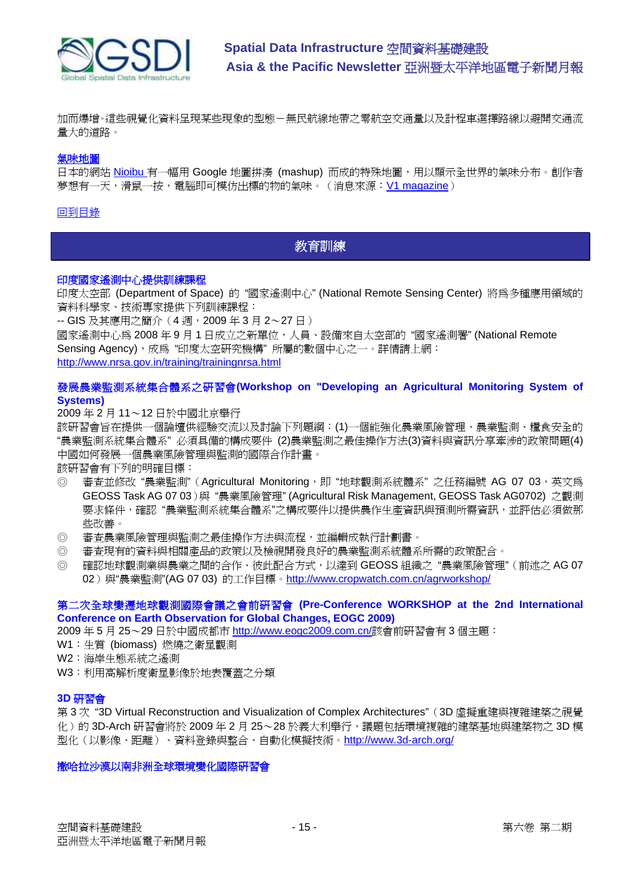加而爆增。這些視覺化資料呈現某些現象的型態－無民航線地帶之零航空交通量以及計程車選擇路線以避開交通流量大的道路。

**氣味地圖**

日本的網站 Nioibu 有一幅用 Google 地圖拼湊 (mashup) 而成的特殊地圖，用以顯示全世界的氣味分布。創作者夢想有一天，滑鼠一按，電腦即可模仿出標的物的氣味。（消息來源：V1 magazine）

回到目錄

## 教育訓練

**印度國家遙測中心提供訓練課程**

印度太空部 (Department of Space) 的 "國家遙測中心" (National Remote Sensing Center) 將為多種應用領域的資料科學家、技術專家提供下列訓練課程：

-- GIS 及其應用之簡介（4 週，2009 年 3 月 2～27 日）

國家遙測中心為 2008 年 9 月 1 日成立之新單位，人員、設備來自太空部的 "國家遙測署" (National Remote Sensing Agency)，成為 "印度太空研究機構" 所屬的數個中心之一。詳情請上網：http://www.nrsa.gov.in/training/trainingnrsa.html

**發展農業監測系統集合體系之研習會(Workshop on "Developing an Agricultural Monitoring System of Systems)**

2009 年 2 月 11～12 日於中國北京舉行

該研習會旨在提供一個論壇供經驗交流以及討論下列題綱：(1)一個能強化農業風險管理、農業監測、糧食安全的 "農業監測系統集合體系" 必須具備的構成要件 (2)農業監測之最佳操作方法(3)資料與資訊分享牽涉的政策問題(4)中國如何發展一個農業風險管理與監測的國際合作計畫。

該研習會有下列的明確目標：

◎ 審查並修改 "農業監測"（Agricultural Monitoring，即 "地球觀測系統體系" 之任務編號 AG 07 03，英文為 GEOSS Task AG 07 03）與 "農業風險管理" (Agricultural Risk Management, GEOSS Task AG0702) 之觀測要求條件，確認 "農業監測系統集合體系"之構成要件以提供農作生產資訊與預測所需資訊，並評估必須做那些改善。

◎ 審查農業風險管理與監測之最佳操作方法與流程，並編輯成執行計劃書。

◎ 審查現有的資料與相關產品的政策以及檢視開發良好的農業監測系統體系所需的政策配合。

◎ 確認地球觀測業與農業之間的合作、彼此配合方式，以達到 GEOSS 組織之 "農業風險管理"（前述之 AG 07 02）與"農業監測"(AG 07 03) 的工作目標。http://www.cropwatch.com.cn/agrworkshop/

**第二次全球變遷地球觀測國際會議之會前研習會 (Pre-Conference WORKSHOP at the 2nd International Conference on Earth Observation for Global Changes, EOGC 2009)**

2009 年 5 月 25～29 日於中國成都市 http://www.eogc2009.com.cn/該會前研習會有 3 個主題：

W1：生質 (biomass) 燃燒之衛星觀測

W2：海岸生態系統之遙測

W3：利用高解析度衛星影像於地表覆蓋之分類

**3D 研習會**

第 3 次 "3D Virtual Reconstruction and Visualization of Complex Architectures"（3D 虛擬重建與複雜建築之視覺化）的 3D-Arch 研習會將於 2009 年 2 月 25～28 於義大利舉行，議題包括環境複雜的建築基地與建築物之 3D 模型化（以影像、距離）、資料登錄與整合、自動化模擬技術。http://www.3d-arch.org/

**撒哈拉沙漠以南非洲全球環境變化國際研習會**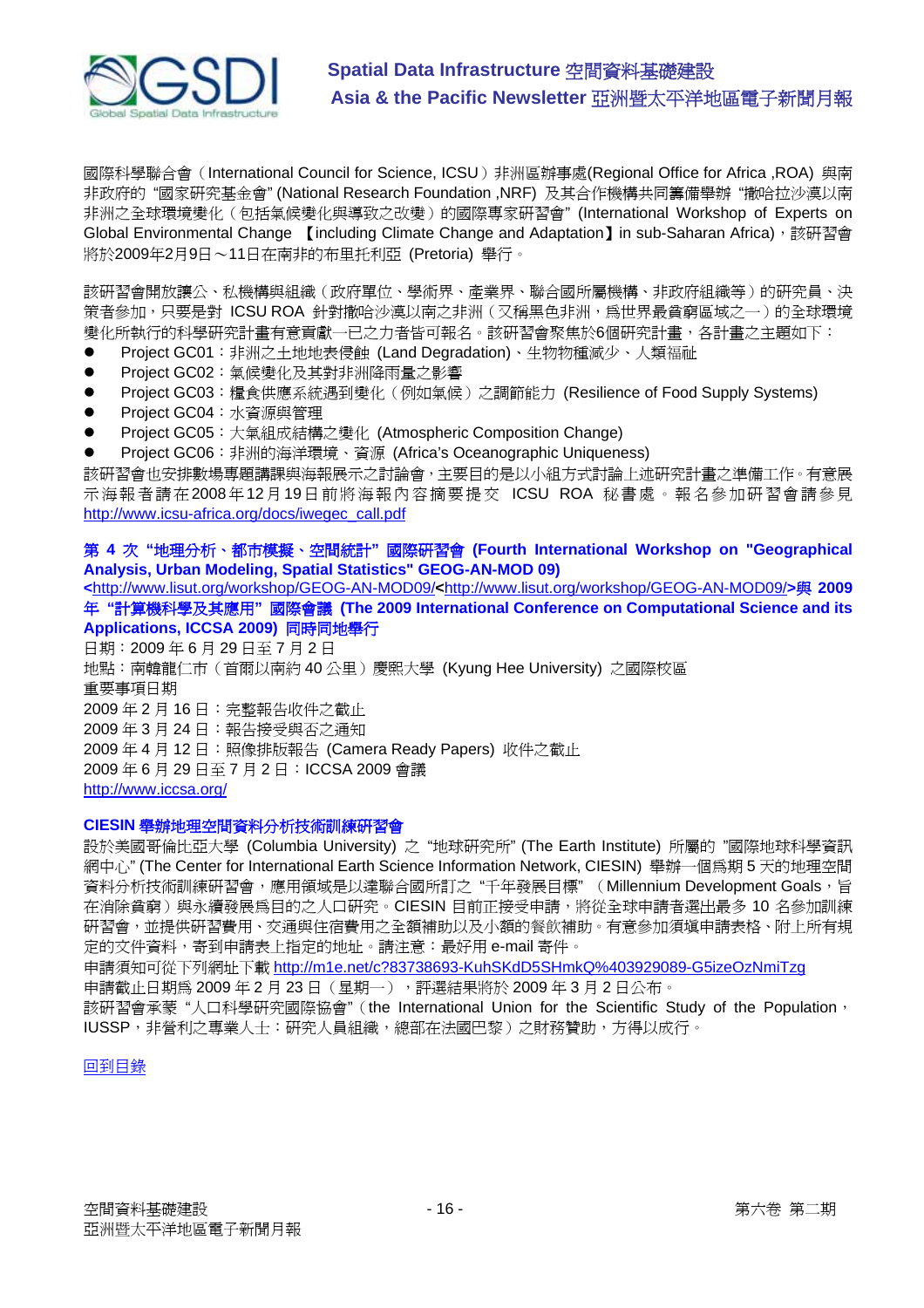國際科學聯合會（International Council for Science, ICSU）非洲區辦事處(Regional Office for Africa ,ROA) 與南非政府的 "國家研究基金會" (National Research Foundation ,NRF) 及其合作機構共同籌備舉辦 "撒哈拉沙漠以南非洲之全球環境變化（包括氣候變化與導致之改變）的國際專家研習會" (International Workshop of Experts on Global Environmental Change 【including Climate Change and Adaptation】in sub-Saharan Africa)，該研習會將於2009年2月9日～11日在南非的布里托利亞 (Pretoria) 舉行。

該研習會開放讓公、私機構與組織（政府單位、學術界、產業界、聯合國所屬機構、非政府組織等）的研究員、決策者參加，只要是對 ICSU ROA 針對撒哈拉沙漠以南之非洲（又稱黑色非洲，為世界最貧窮區域之一）的全球環境變化所執行的科學研究計畫有意貢獻一已之力者皆可報名。該研習會聚焦於6個研究計畫，各計畫之主題如下：

- Project GC01：非洲之土地地表侵蝕 (Land Degradation)、生物物種減少、人類福祉
- Project GC02：氣候變化及其對非洲降雨量之影響
- Project GC03：糧食供應系統遇到變化（例如氣候）之調節能力 (Resilience of Food Supply Systems)
- Project GC04：水資源與管理
- Project GC05：大氣組成結構之變化 (Atmospheric Composition Change)
- Project GC06：非洲的海洋環境、資源 (Africa's Oceanographic Uniqueness)

該研習會也安排數場專題講課與海報展示之討論會，主要目的是以小組方式討論上述研究計畫之準備工作。有意展示海報者請在2008年12月19日前將海報內容摘要提交 ICSU ROA 秘書處。報名參加研習會請參見 http://www.icsu-africa.org/docs/iwegec_call.pdf

### 第 4 次 "地理分析、都市模擬、空間統計" 國際研習會 (Fourth International Workshop on "Geographical Analysis, Urban Modeling, Spatial Statistics" GEOG-AN-MOD 09) <http://www.lisut.org/workshop/GEOG-AN-MOD09/<http://www.lisut.org/workshop/GEOG-AN-MOD09/>與 2009 年 "計算機科學及其應用" 國際會議 (The 2009 International Conference on Computational Science and its Applications, ICCSA 2009) 同時同地舉行

日期：2009 年 6 月 29 日至 7 月 2 日

地點：南韓龍仁市（首爾以南約 40 公里）慶熙大學 (Kyung Hee University) 之國際校區

重要事項日期

2009 年 2 月 16 日：完整報告收件之截止

2009 年 3 月 24 日：報告接受與否之通知

2009 年 4 月 12 日：照像排版報告 (Camera Ready Papers) 收件之截止

2009 年 6 月 29 日至 7 月 2 日：ICCSA 2009 會議

http://www.iccsa.org/

### CIESIN 舉辦地理空間資料分析技術訓練研習會

設於美國哥倫比亞大學 (Columbia University) 之 "地球研究所" (The Earth Institute) 所屬的 "國際地球科學資訊網中心" (The Center for International Earth Science Information Network, CIESIN) 舉辦一個為期 5 天的地理空間資料分析技術訓練研習會，應用領域是以達聯合國所訂之 "千年發展目標" （Millennium Development Goals，旨在消除貧窮）與永續發展為目的之人口研究。CIESIN 目前正接受申請，將從全球申請者選出最多 10 名參加訓練研習會，並提供研習費用、交通與住宿費用之全額補助以及小額的餐飲補助。有意參加須填申請表格、附上所有規定的文件資料，寄到申請表上指定的地址。請注意：最好用 e-mail 寄件。

申請須知可從下列網址下載 http://m1e.net/c?83738693-KuhSKdD5SHmkQ%403929089-G5izeOzNmiTzg

申請截止日期為 2009 年 2 月 23 日（星期一），評選結果將於 2009 年 3 月 2 日公布。

該研習會承蒙 "人口科學研究國際協會"（the International Union for the Scientific Study of the Population，IUSSP，非營利之專業人士：研究人員組織，總部在法國巴黎）之財務贊助，方得以成行。

回到目錄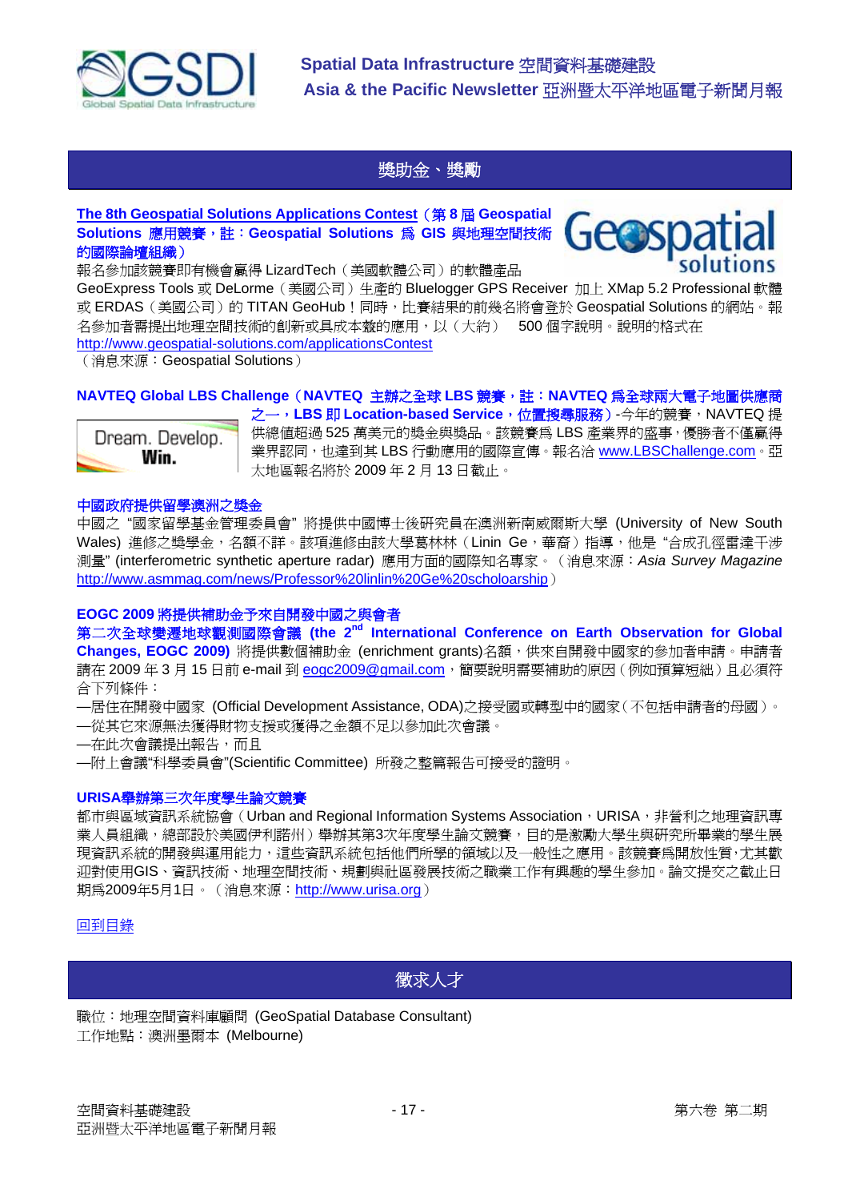## 獎助金、獎勵

**The 8th Geospatial Solutions Applications Contest（第 8 屆 Geospatial Solutions 應用競賽，註：Geospatial Solutions 為 GIS 與地理空間技術的國際論壇組織）**

報名參加該競賽即有機會贏得 LizardTech（美國軟體公司）的軟體產品 GeoExpress Tools 或 DeLorme（美國公司）生產的 Bluelogger GPS Receiver 加上 XMap 5.2 Professional 軟體或 ERDAS（美國公司）的 TITAN GeoHub！同時，比賽結果的前幾名將會登於 Geospatial Solutions 的網站。報名參加者需提出地理空間技術的創新或具成本效的應用，以（大約） 500 個字說明。說明的格式在 http://www.geospatial-solutions.com/applicationsContest
（消息來源：Geospatial Solutions）

**NAVTEQ Global LBS Challenge（NAVTEQ 主辦之全球 LBS 競賽，註：NAVTEQ 為全球兩大電子地圖供應商之一，LBS 即 Location-based Service，位置搜尋服務）**-今年的競賽，NAVTEQ 提供總值超過 525 萬美元的獎金與獎品。該競賽為 LBS 產業界的盛事，優勝者不僅贏得業界認同，也達到其 LBS 行動應用的國際宣傳。報名洽 www.LBSChallenge.com。亞太地區報名將於 2009 年 2 月 13 日截止。

**中國政府提供留學澳洲之獎金**

中國之 "國家留學基金管理委員會" 將提供中國博士後研究員在澳洲新南威爾斯大學 (University of New South Wales) 進修之獎學金，名額不詳。該項進修由該大學葛林林（Linin Ge，華裔）指導，他是 "合成孔徑雷達干涉測量" (interferometric synthetic aperture radar) 應用方面的國際知名專家。（消息來源：*Asia Survey Magazine* http://www.asmmag.com/news/Professor%20linlin%20Ge%20scholoarship）

**EOGC 2009 將提供補助金予來自開發中國之與會者**

**第二次全球變遷地球觀測國際會議 (the 2nd International Conference on Earth Observation for Global Changes, EOGC 2009)** 將提供數個補助金 (enrichment grants)名額，供來自開發中國家的參加者申請。申請者請在 2009 年 3 月 15 日前 e-mail 到 eogc2009@gmail.com，簡要說明需要補助的原因（例如預算短絀）且必須符合下列條件：

—居住在開發中國家 (Official Development Assistance, ODA)之接受國或轉型中的國家（不包括申請者的母國）。
—從其它來源無法獲得財物支援或獲得之金額不足以參加此次會議。
—在此次會議提出報告，而且
—附上會議"科學委員會"(Scientific Committee) 所發之整篇報告可接受的證明。

**URISA舉辦第三次年度學生論文競賽**

都市與區域資訊系統協會（Urban and Regional Information Systems Association，URISA，非營利之地理資訊專業人員組織，總部設於美國伊利諾州）舉辦其第3次年度學生論文競賽，目的是激勵大學生與研究所畢業的學生展現資訊系統的開發與運用能力，這些資訊系統包括他們所學的領域以及一般性之應用。該競賽為開放性質，尤其歡迎對使用GIS、資訊技術、地理空間技術、規劃與社區發展技術之職業工作有興趣的學生參加。論文提交之截止日期為2009年5月1日。（消息來源：http://www.urisa.org）

回到目錄

## 徵求人才

職位：地理空間資料庫顧問 (GeoSpatial Database Consultant)
工作地點：澳洲墨爾本 (Melbourne)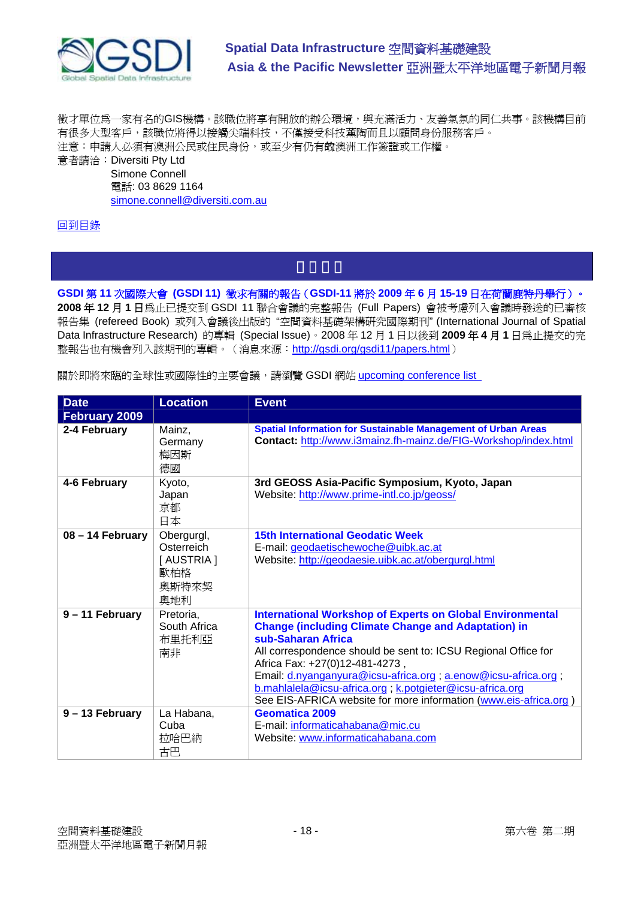徵才單位爲一家有名的GIS機構。該職位將享有開放的辦公環境，與充滿活力、友善氣氛的同仁共事。該機構目前有很多大型客戶，該職位將得以接觸尖端科技，不僅接受科技薰陶而且以顧問身份服務客戶。
注意：申請人必須有澳洲公民或住民身份，或至少有仍有效澳洲工作簽證或工作權。
意者請洽：Diversiti Pty Ltd
Simone Connell
電話: 03 8629 1164
simone.connell@diversiti.com.au

回到目錄

## 會議資訊

**GSDI 第 11 次國際大會 (GSDI 11) 徵求有關的報告（GSDI-11 將於 2009 年 6 月 15-19 日在荷蘭鹿特丹舉行）。2008 年 12 月 1 日**爲止已提交到 GSDI 11 聯合會議的完整報告 (Full Papers) 會被考慮列入會議時發送的已審核報告集 (refereed Book) 或列入會議後出版的 "空間資料基礎架構研究國際期刊" (International Journal of Spatial Data Infrastructure Research) 的專輯 (Special Issue)。2008 年 12 月 1 日以後到 **2009 年 4 月 1 日**爲止提交的完整報告也有機會列入該期刊的專輯。（消息來源：http://gsdi.org/gsdi11/papers.html）

關於即將來臨的全球性或國際性的主要會議，請瀏覽 GSDI 網站 upcoming conference list

| Date | Location | Event |
|---|---|---|
| **February 2009** | | |
| **2-4 February** | Mainz, Germany 梅因斯 德國 | **Spatial Information for Sustainable Management of Urban Areas** **Contact:** http://www.i3mainz.fh-mainz.de/FIG-Workshop/index.html |
| **4-6 February** | Kyoto, Japan 京都 日本 | **3rd GEOSS Asia-Pacific Symposium, Kyoto, Japan** Website: http://www.prime-intl.co.jp/geoss/ |
| **08 – 14 February** | Obergurgl, Osterreich [ AUSTRIA ] 歐柏格 奧斯特來契 奧地利 | **15th International Geodatic Week** E-mail: geodaetischewoche@uibk.ac.at Website: http://geodaesie.uibk.ac.at/obergurgl.html |
| **9 – 11 February** | Pretoria, South Africa 布里托利亞 南非 | **International Workshop of Experts on Global Environmental Change (including Climate Change and Adaptation) in sub-Saharan Africa** All correspondence should be sent to: ICSU Regional Office for Africa Fax: +27(0)12-481-4273 , Email: d.nyanganyura@icsu-africa.org ; a.enow@icsu-africa.org ; b.mahlalela@icsu-africa.org ; k.potgieter@icsu-africa.org See EIS-AFRICA website for more information (www.eis-africa.org ) |
| **9 – 13 February** | La Habana, Cuba 拉哈巴納 古巴 | **Geomatica 2009** E-mail: informaticahabana@mic.cu Website: www.informaticahabana.com |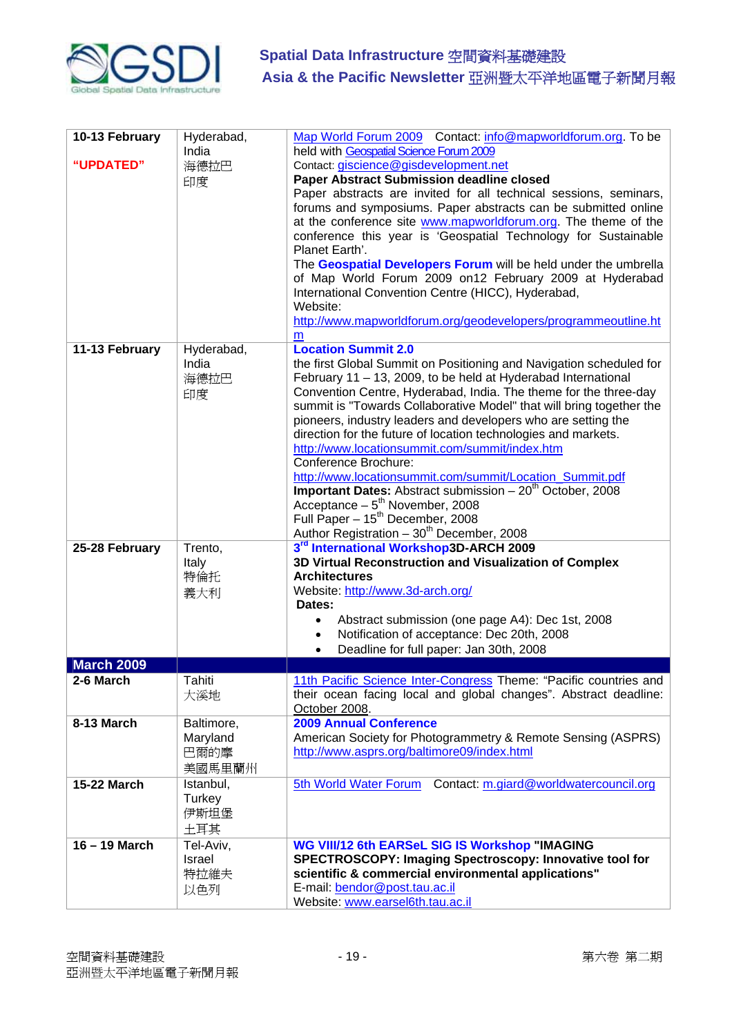| | | |
|---|---|---|
| **10-13 February** **"UPDATED"** | Hyderabad, India 海德拉巴 印度 | Map World Forum 2009 Contact: info@mapworldforum.org. To be held with Geospatial Science Forum 2009 Contact: giscience@gisdevelopment.net **Paper Abstract Submission deadline closed** Paper abstracts are invited for all technical sessions, seminars, forums and symposiums. Paper abstracts can be submitted online at the conference site www.mapworldforum.org. The theme of the conference this year is 'Geospatial Technology for Sustainable Planet Earth'. The **Geospatial Developers Forum** will be held under the umbrella of Map World Forum 2009 on12 February 2009 at Hyderabad International Convention Centre (HICC), Hyderabad, Website: http://www.mapworldforum.org/geodevelopers/programmeoutline.htm |
| **11-13 February** | Hyderabad, India 海德拉巴 印度 | **Location Summit 2.0** the first Global Summit on Positioning and Navigation scheduled for February 11 – 13, 2009, to be held at Hyderabad International Convention Centre, Hyderabad, India. The theme for the three-day summit is "Towards Collaborative Model" that will bring together the pioneers, industry leaders and developers who are setting the direction for the future of location technologies and markets. http://www.locationsummit.com/summit/index.htm Conference Brochure: http://www.locationsummit.com/summit/Location_Summit.pdf **Important Dates:** Abstract submission – 20th October, 2008 Acceptance – 5th November, 2008 Full Paper – 15th December, 2008 Author Registration – 30th December, 2008 |
| **25-28 February** | Trento, Italy 特倫托 義大利 | **3rd International Workshop3D-ARCH 2009** **3D Virtual Reconstruction and Visualization of Complex Architectures** Website: http://www.3d-arch.org/ **Dates:** • Abstract submission (one page A4): Dec 1st, 2008 • Notification of acceptance: Dec 20th, 2008 • Deadline for full paper: Jan 30th, 2008 |
| **March 2009** | | |
| **2-6 March** | Tahiti 大溪地 | 11th Pacific Science Inter-Congress Theme: "Pacific countries and their ocean facing local and global changes". Abstract deadline: October 2008. |
| **8-13 March** | Baltimore, Maryland 巴爾的摩 美國馬里蘭州 | **2009 Annual Conference** American Society for Photogrammetry & Remote Sensing (ASPRS) http://www.asprs.org/baltimore09/index.html |
| **15-22 March** | Istanbul, Turkey 伊斯坦堡 土耳其 | 5th World Water Forum Contact: m.giard@worldwatercouncil.org |
| **16 – 19 March** | Tel-Aviv, Israel 特拉維夫 以色列 | **WG VIII/12 6th EARSeL SIG IS Workshop "IMAGING SPECTROSCOPY: Imaging Spectroscopy: Innovative tool for scientific & commercial environmental applications"** E-mail: bendor@post.tau.ac.il Website: www.earsel6th.tau.ac.il |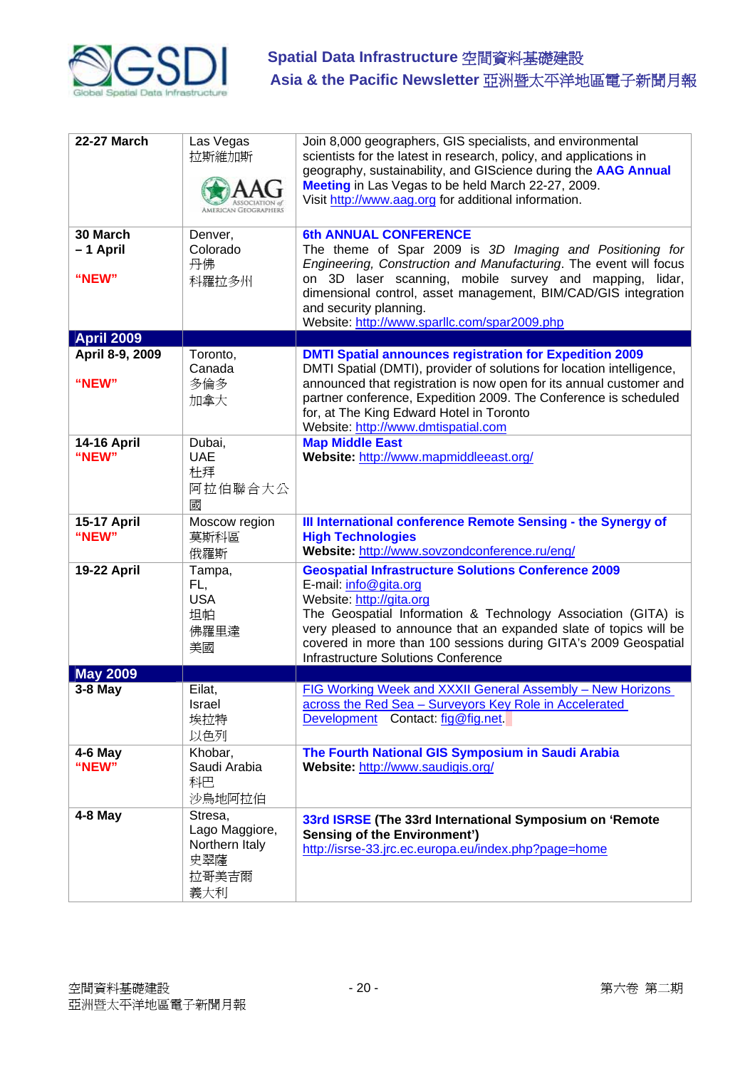| 22-27 March | Las Vegas 拉斯維加斯 AAG ASSOCIATION of AMERICAN GEOGRAPHERS | Join 8,000 geographers, GIS specialists, and environmental scientists for the latest in research, policy, and applications in geography, sustainability, and GIScience during the **AAG Annual Meeting** in Las Vegas to be held March 22-27, 2009. Visit http://www.aag.org for additional information. |
|---|---|---|
| **30 March – 1 April** **"NEW"** | Denver, Colorado 丹佛 科羅拉多州 | **6th ANNUAL CONFERENCE** The theme of Spar 2009 is *3D Imaging and Positioning for Engineering, Construction and Manufacturing*. The event will focus on 3D laser scanning, mobile survey and mapping, lidar, dimensional control, asset management, BIM/CAD/GIS integration and security planning. Website: http://www.sparllc.com/spar2009.php |
| **April 2009** | | |
| **April 8-9, 2009** **"NEW"** | Toronto, Canada 多倫多 加拿大 | **DMTI Spatial announces registration for Expedition 2009** DMTI Spatial (DMTI), provider of solutions for location intelligence, announced that registration is now open for its annual customer and partner conference, Expedition 2009. The Conference is scheduled for, at The King Edward Hotel in Toronto Website: http://www.dmtispatial.com |
| **14-16 April** **"NEW"** | Dubai, UAE 杜拜 阿拉伯聯合大公國 | **Map Middle East** **Website:** http://www.mapmiddleeast.org/ |
| **15-17 April** **"NEW"** | Moscow region 莫斯科區 俄羅斯 | **III International conference Remote Sensing - the Synergy of High Technologies** **Website:** http://www.sovzondconference.ru/eng/ |
| **19-22 April** | Tampa, FL, USA 坦帕 佛羅里達 美國 | **Geospatial Infrastructure Solutions Conference 2009** E-mail: info@gita.org Website: http://gita.org The Geospatial Information & Technology Association (GITA) is very pleased to announce that an expanded slate of topics will be covered in more than 100 sessions during GITA's 2009 Geospatial Infrastructure Solutions Conference |
| **May 2009** | | |
| **3-8 May** | Eilat, Israel 埃拉特 以色列 | FIG Working Week and XXXII General Assembly – New Horizons across the Red Sea – Surveyors Key Role in Accelerated Development Contact: fig@fig.net. |
| **4-6 May** **"NEW"** | Khobar, Saudi Arabia 科巴 沙烏地阿拉伯 | **The Fourth National GIS Symposium in Saudi Arabia** **Website:** http://www.saudigis.org/ |
| **4-8 May** | Stresa, Lago Maggiore, Northern Italy 史翠薩 拉哥美吉爾 義大利 | **33rd ISRSE (The 33rd International Symposium on 'Remote Sensing of the Environment')** http://isrse-33.jrc.ec.europa.eu/index.php?page=home |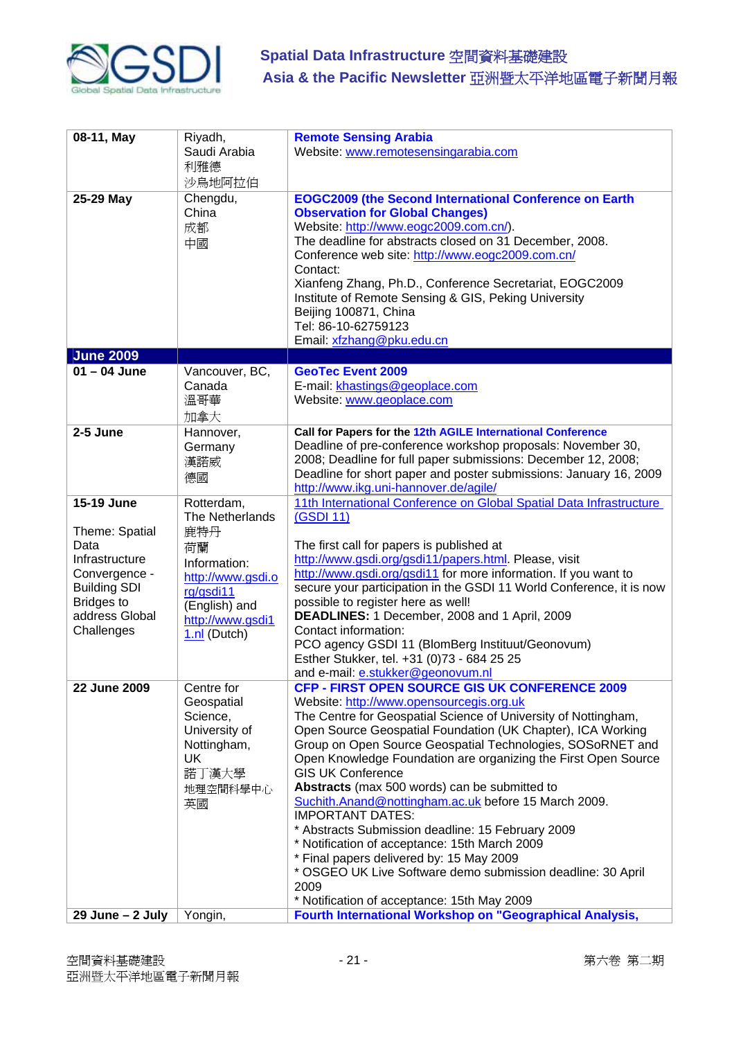| | | |
|---|---|---|
| **08-11, May** | Riyadh, Saudi Arabia 利雅德 沙烏地阿拉伯 | **Remote Sensing Arabia** Website: www.remotesensingarabia.com |
| **25-29 May** | Chengdu, China 成都 中國 | **EOGC2009 (the Second International Conference on Earth Observation for Global Changes)** Website: http://www.eogc2009.com.cn/). The deadline for abstracts closed on 31 December, 2008. Conference web site: http://www.eogc2009.com.cn/ Contact: Xianfeng Zhang, Ph.D., Conference Secretariat, EOGC2009 Institute of Remote Sensing & GIS, Peking University Beijing 100871, China Tel: 86-10-62759123 Email: xfzhang@pku.edu.cn |
| **June 2009** | | |
| **01 – 04 June** | Vancouver, BC, Canada 溫哥華 加拿大 | **GeoTec Event 2009** E-mail: khastings@geoplace.com Website: www.geoplace.com |
| **2-5 June** | Hannover, Germany 漢諾威 德國 | **Call for Papers for the 12th AGILE International Conference** Deadline of pre-conference workshop proposals: November 30, 2008; Deadline for full paper submissions: December 12, 2008; Deadline for short paper and poster submissions: January 16, 2009 http://www.ikg.uni-hannover.de/agile/ |
| **15-19 June** Theme: Spatial Data Infrastructure Convergence - Building SDI Bridges to address Global Challenges | Rotterdam, The Netherlands 鹿特丹 荷蘭 Information: http://www.gsdi.org/gsdi11 (English) and http://www.gsdi11.nl (Dutch) | 11th International Conference on Global Spatial Data Infrastructure (GSDI 11) The first call for papers is published at http://www.gsdi.org/gsdi11/papers.html. Please, visit http://www.gsdi.org/gsdi11 for more information. If you want to secure your participation in the GSDI 11 World Conference, it is now possible to register here as well! **DEADLINES:** 1 December, 2008 and 1 April, 2009 Contact information: PCO agency GSDI 11 (BlomBerg Instituut/Geonovum) Esther Stukker, tel. +31 (0)73 - 684 25 25 and e-mail: e.stukker@geonovum.nl |
| **22 June 2009** | Centre for Geospatial Science, University of Nottingham, UK 諾丁漢大學 地理空間科學中心 英國 | **CFP - FIRST OPEN SOURCE GIS UK CONFERENCE 2009** Website: http://www.opensourcegis.org.uk The Centre for Geospatial Science of University of Nottingham, Open Source Geospatial Foundation (UK Chapter), ICA Working Group on Open Source Geospatial Technologies, SOSoRNET and Open Knowledge Foundation are organizing the First Open Source GIS UK Conference **Abstracts** (max 500 words) can be submitted to Suchith.Anand@nottingham.ac.uk before 15 March 2009. IMPORTANT DATES: * Abstracts Submission deadline: 15 February 2009 * Notification of acceptance: 15th March 2009 * Final papers delivered by: 15 May 2009 * OSGEO UK Live Software demo submission deadline: 30 April 2009 * Notification of acceptance: 15th May 2009 |
| **29 June – 2 July** | Yongin, | **Fourth International Workshop on "Geographical Analysis,** |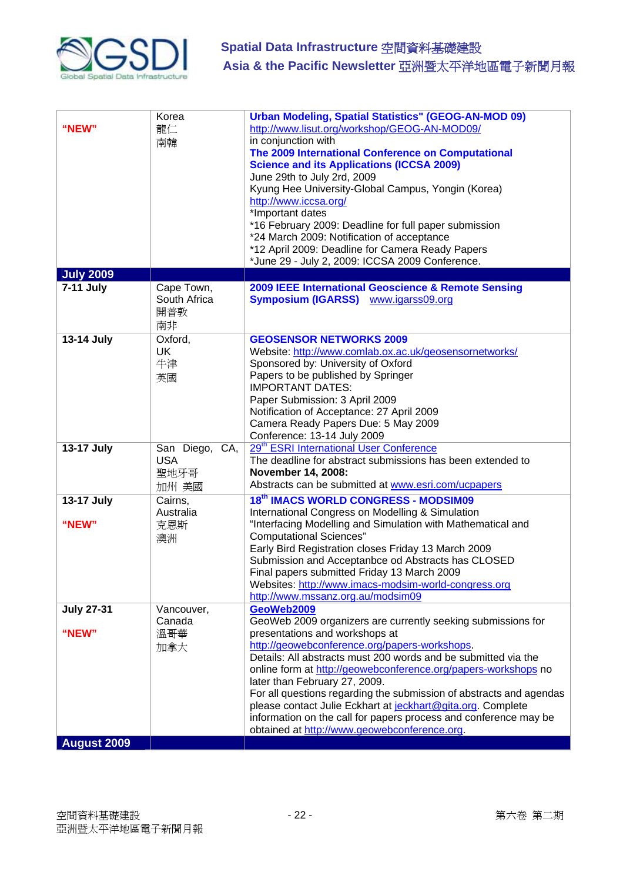| | | |
|---|---|---|
| **"NEW"** | Korea<br>龍仁<br>南韓 | **Urban Modeling, Spatial Statistics" (GEOG-AN-MOD 09)**<br>http://www.lisut.org/workshop/GEOG-AN-MOD09/<br>in conjunction with<br>**The 2009 International Conference on Computational Science and its Applications (ICCSA 2009)**<br>June 29th to July 2rd, 2009<br>Kyung Hee University-Global Campus, Yongin (Korea)<br>http://www.iccsa.org/<br>*Important dates<br>*16 February 2009: Deadline for full paper submission<br>*24 March 2009: Notification of acceptance<br>*12 April 2009: Deadline for Camera Ready Papers<br>*June 29 - July 2, 2009: ICCSA 2009 Conference. |
| **July 2009** | | |
| **7-11 July** | Cape Town, South Africa<br>開普敦<br>南非 | **2009 IEEE International Geoscience & Remote Sensing Symposium (IGARSS)** www.igarss09.org |
| **13-14 July** | Oxford, UK<br>牛津<br>英國 | **GEOSENSOR NETWORKS 2009**<br>Website: http://www.comlab.ox.ac.uk/geosensornetworks/<br>Sponsored by: University of Oxford<br>Papers to be published by Springer<br>IMPORTANT DATES:<br>Paper Submission: 3 April 2009<br>Notification of Acceptance: 27 April 2009<br>Camera Ready Papers Due: 5 May 2009<br>Conference: 13-14 July 2009 |
| **13-17 July** | San Diego, CA, USA<br>聖地牙哥<br>加州 美國 | 29th ESRI International User Conference<br>The deadline for abstract submissions has been extended to **November 14, 2008:**<br>Abstracts can be submitted at www.esri.com/ucpapers |
| **13-17 July**<br><br>**"NEW"** | Cairns, Australia<br>克恩斯<br>澳洲 | **18th IMACS WORLD CONGRESS - MODSIM09**<br>International Congress on Modelling & Simulation<br>"Interfacing Modelling and Simulation with Mathematical and Computational Sciences"<br>Early Bird Registration closes Friday 13 March 2009<br>Submission and Acceptanbce od Abstracts has CLOSED<br>Final papers submitted Friday 13 March 2009<br>Websites: http://www.imacs-modsim-world-congress.org<br>http://www.mssanz.org.au/modsim09 |
| **July 27-31**<br><br>**"NEW"** | Vancouver, Canada<br>溫哥華<br>加拿大 | **GeoWeb2009**<br>GeoWeb 2009 organizers are currently seeking submissions for presentations and workshops at http://geowebconference.org/papers-workshops.<br>Details: All abstracts must 200 words and be submitted via the online form at http://geowebconference.org/papers-workshops no later than February 27, 2009.<br>For all questions regarding the submission of abstracts and agendas please contact Julie Eckhart at jeckhart@gita.org. Complete information on the call for papers process and conference may be obtained at http://www.geowebconference.org. |
| **August 2009** | | |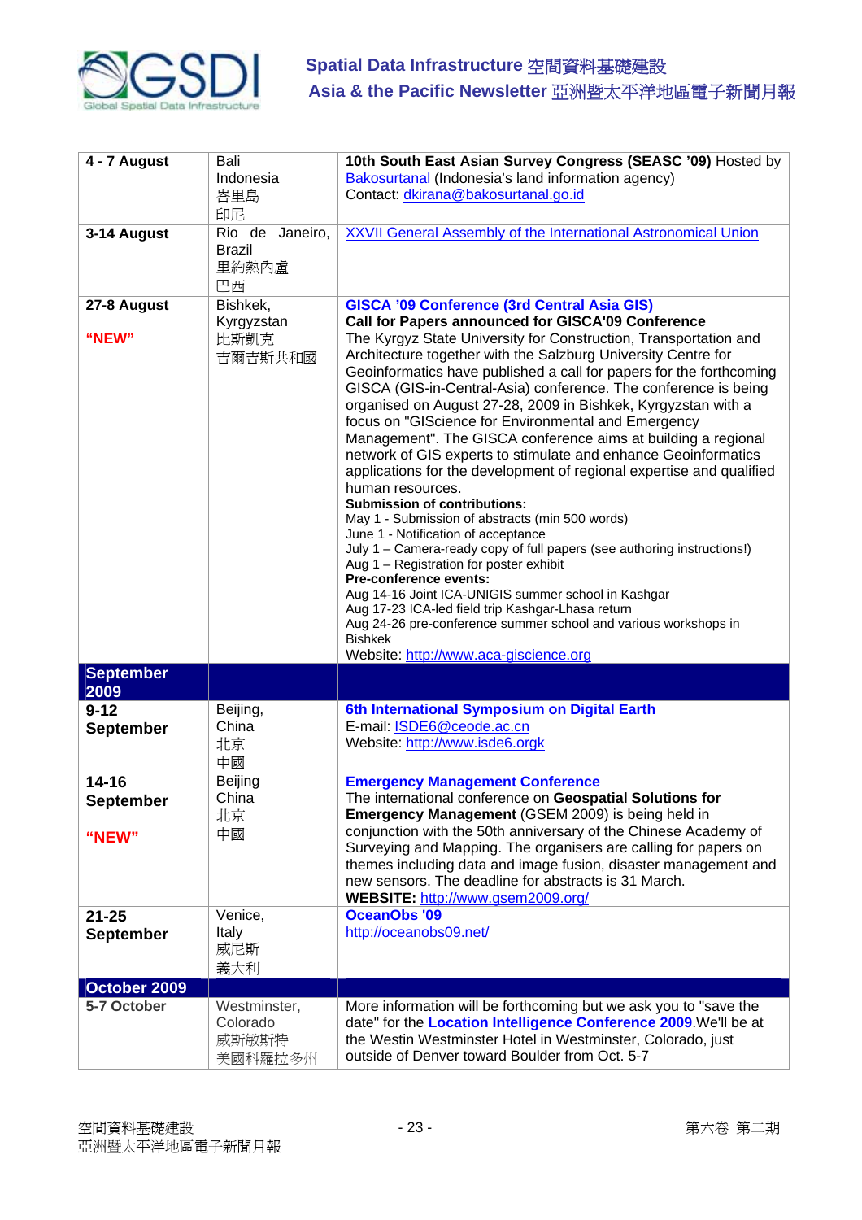| | | |
|---|---|---|
| **4 - 7 August** | Bali<br>Indonesia<br>峇里島<br>印尼 | **10th South East Asian Survey Congress (SEASC '09)** Hosted by Bakosurtanal (Indonesia's land information agency)<br>Contact: dkirana@bakosurtanal.go.id |
| **3-14 August** | Rio de Janeiro, Brazil<br>里約熱內盧<br>巴西 | XXVII General Assembly of the International Astronomical Union |
| **27-8 August**<br><br>**"NEW"** | Bishkek, Kyrgyzstan<br>比斯凱克<br>吉爾吉斯共和國 | **GISCA '09 Conference (3rd Central Asia GIS)**<br>**Call for Papers announced for GISCA'09 Conference**<br>The Kyrgyz State University for Construction, Transportation and Architecture together with the Salzburg University Centre for Geoinformatics have published a call for papers for the forthcoming GISCA (GIS-in-Central-Asia) conference. The conference is being organised on August 27-28, 2009 in Bishkek, Kyrgyzstan with a focus on "GIScience for Environmental and Emergency Management". The GISCA conference aims at building a regional network of GIS experts to stimulate and enhance Geoinformatics applications for the development of regional expertise and qualified human resources.<br>**Submission of contributions:**<br>May 1 - Submission of abstracts (min 500 words)<br>June 1 - Notification of acceptance<br>July 1 – Camera-ready copy of full papers (see authoring instructions!)<br>Aug 1 – Registration for poster exhibit<br>**Pre-conference events:**<br>Aug 14-16 Joint ICA-UNIGIS summer school in Kashgar<br>Aug 17-23 ICA-led field trip Kashgar-Lhasa return<br>Aug 24-26 pre-conference summer school and various workshops in Bishkek<br>Website: http://www.aca-giscience.org |
| **September 2009** | | |
| **9-12 September** | Beijing, China<br>北京<br>中國 | **6th International Symposium on Digital Earth**<br>E-mail: ISDE6@ceode.ac.cn<br>Website: http://www.isde6.orgk |
| **14-16 September**<br><br>**"NEW"** | Beijing China<br>北京<br>中國 | **Emergency Management Conference**<br>The international conference on **Geospatial Solutions for Emergency Management** (GSEM 2009) is being held in conjunction with the 50th anniversary of the Chinese Academy of Surveying and Mapping. The organisers are calling for papers on themes including data and image fusion, disaster management and new sensors. The deadline for abstracts is 31 March.<br>**WEBSITE:** http://www.gsem2009.org/ |
| **21-25 September** | Venice, Italy<br>威尼斯<br>義大利 | **OceanObs '09**<br>http://oceanobs09.net/ |
| **October 2009** | | |
| **5-7 October** | Westminster, Colorado<br>威斯敏斯特<br>美國科羅拉多州 | More information will be forthcoming but we ask you to "save the date" for the **Location Intelligence Conference 2009**.We'll be at the Westin Westminster Hotel in Westminster, Colorado, just outside of Denver toward Boulder from Oct. 5-7 |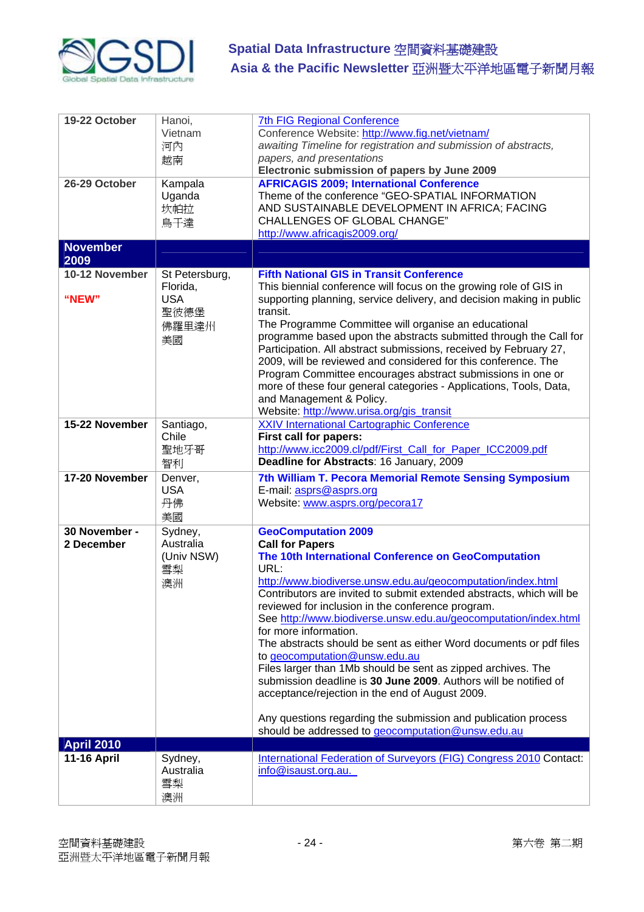| | | |
|---|---|---|
| **19-22 October** | Hanoi, Vietnam 河內 越南 | 7th FIG Regional Conference<br>Conference Website: http://www.fig.net/vietnam/<br>*awaiting Timeline for registration and submission of abstracts, papers, and presentations*<br>**Electronic submission of papers by June 2009** |
| **26-29 October** | Kampala Uganda 坎帕拉 烏干達 | **AFRICAGIS 2009; International Conference**<br>Theme of the conference "GEO-SPATIAL INFORMATION AND SUSTAINABLE DEVELOPMENT IN AFRICA; FACING CHALLENGES OF GLOBAL CHANGE"<br>http://www.africagis2009.org/ |
| **November 2009** | | |
| **10-12 November**<br><br>**"NEW"** | St Petersburg, Florida, USA 聖彼德堡 佛羅里達州 美國 | **Fifth National GIS in Transit Conference**<br>This biennial conference will focus on the growing role of GIS in supporting planning, service delivery, and decision making in public transit.<br>The Programme Committee will organise an educational programme based upon the abstracts submitted through the Call for Participation. All abstract submissions, received by February 27, 2009, will be reviewed and considered for this conference. The Program Committee encourages abstract submissions in one or more of these four general categories - Applications, Tools, Data, and Management & Policy.<br>Website: http://www.urisa.org/gis_transit |
| **15-22 November** | Santiago, Chile 聖地牙哥 智利 | XXIV International Cartographic Conference<br>**First call for papers:**<br>http://www.icc2009.cl/pdf/First_Call_for_Paper_ICC2009.pdf<br>**Deadline for Abstracts**: 16 January, 2009 |
| **17-20 November** | Denver, USA 丹佛 美國 | **7th William T. Pecora Memorial Remote Sensing Symposium**<br>E-mail: asprs@asprs.org<br>Website: www.asprs.org/pecora17 |
| **30 November - 2 December** | Sydney, Australia (Univ NSW) 雪梨 澳洲 | **GeoComputation 2009**<br>**Call for Papers**<br>**The 10th International Conference on GeoComputation**<br>URL:<br>http://www.biodiverse.unsw.edu.au/geocomputation/index.html<br>Contributors are invited to submit extended abstracts, which will be reviewed for inclusion in the conference program.<br>See http://www.biodiverse.unsw.edu.au/geocomputation/index.html for more information.<br>The abstracts should be sent as either Word documents or pdf files to geocomputation@unsw.edu.au<br>Files larger than 1Mb should be sent as zipped archives. The submission deadline is **30 June 2009**. Authors will be notified of acceptance/rejection in the end of August 2009.<br><br>Any questions regarding the submission and publication process should be addressed to geocomputation@unsw.edu.au |
| **April 2010** | | |
| **11-16 April** | Sydney, Australia 雪梨 澳洲 | International Federation of Surveyors (FIG) Congress 2010 Contact: info@isaust.org.au. |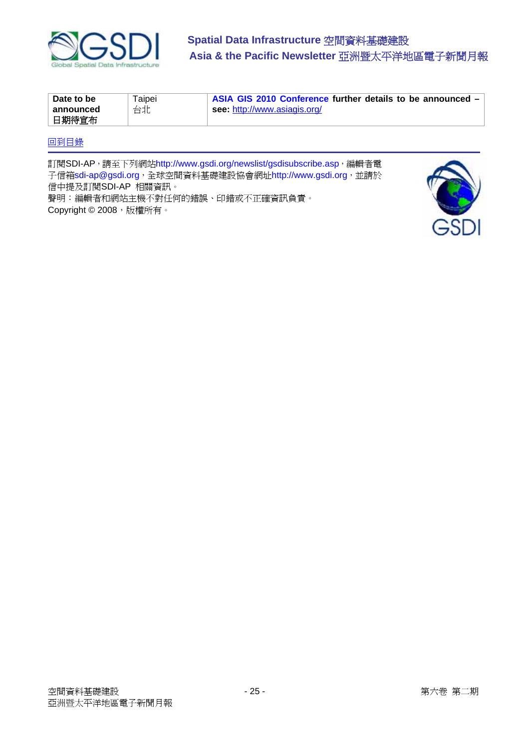| | | |
|---|---|---|
| **Date to be announced 日期待宣布** | Taipei 台北 | **ASIA GIS 2010 Conference further details to be announced – see:** http://www.asiagis.org/ |

回到目錄

訂閱SDI-AP，請至下列網站http://www.gsdi.org/newslist/gsdisubscribe.asp，編輯者電子信箱sdi-ap@gsdi.org，全球空間資料基礎建設協會網址http://www.gsdi.org，並請於信中提及訂閱SDI-AP 相關資訊。
聲明：編輯者和網站主機不對任何的錯誤、印錯或不正確資訊負責。
Copyright © 2008，版權所有。